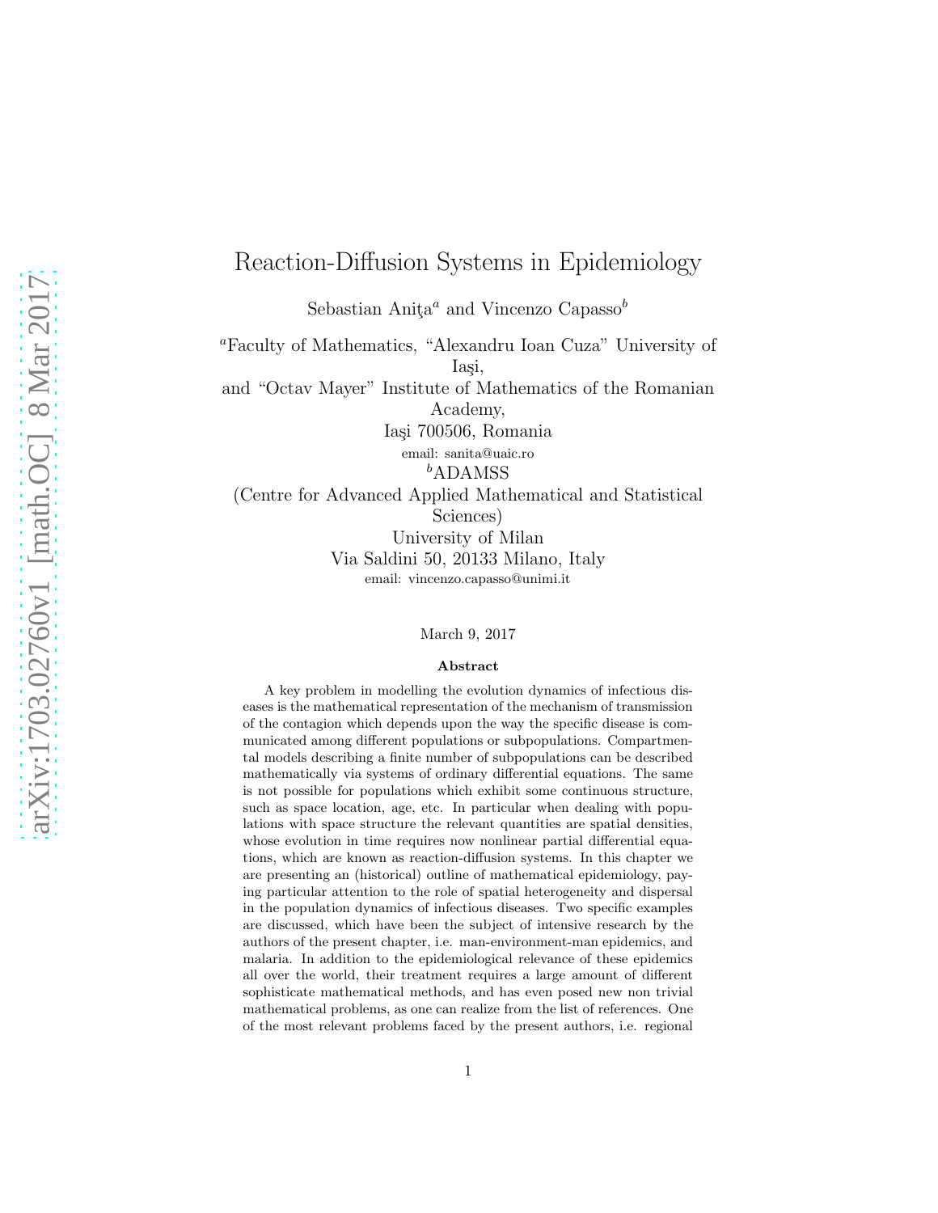# Reaction-Diffusion Systems in Epidemiology

Sebastian Aniţa[a] and Vincenzo Capasso[b]

[a]Faculty of Mathematics, "Alexandru Ioan Cuza" University of Iaşi,
and "Octav Mayer" Institute of Mathematics of the Romanian Academy,
Iaşi 700506, Romania
email: sanita@uaic.ro

[b]ADAMSS
(Centre for Advanced Applied Mathematical and Statistical Sciences)
University of Milan
Via Saldini 50, 20133 Milano, Italy
email: vincenzo.capasso@unimi.it

March 9, 2017

**Abstract**

A key problem in modelling the evolution dynamics of infectious diseases is the mathematical representation of the mechanism of transmission of the contagion which depends upon the way the specific disease is communicated among different populations or subpopulations. Compartmental models describing a finite number of subpopulations can be described mathematically via systems of ordinary differential equations. The same is not possible for populations which exhibit some continuous structure, such as space location, age, etc. In particular when dealing with populations with space structure the relevant quantities are spatial densities, whose evolution in time requires now nonlinear partial differential equations, which are known as reaction-diffusion systems. In this chapter we are presenting an (historical) outline of mathematical epidemiology, paying particular attention to the role of spatial heterogeneity and dispersal in the population dynamics of infectious diseases. Two specific examples are discussed, which have been the subject of intensive research by the authors of the present chapter, i.e. man-environment-man epidemics, and malaria. In addition to the epidemiological relevance of these epidemics all over the world, their treatment requires a large amount of different sophisticate mathematical methods, and has even posed new non trivial mathematical problems, as one can realize from the list of references. One of the most relevant problems faced by the present authors, i.e. regional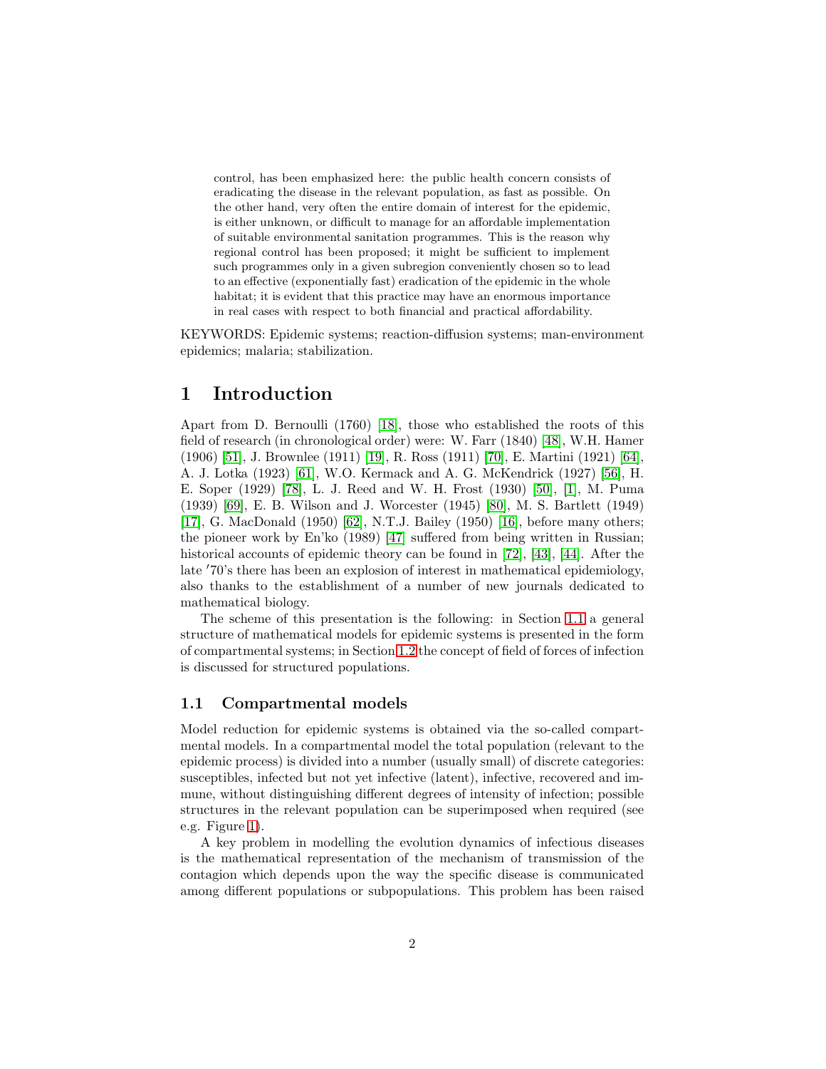control, has been emphasized here: the public health concern consists of eradicating the disease in the relevant population, as fast as possible. On the other hand, very often the entire domain of interest for the epidemic, is either unknown, or difficult to manage for an affordable implementation of suitable environmental sanitation programmes. This is the reason why regional control has been proposed; it might be sufficient to implement such programmes only in a given subregion conveniently chosen so to lead to an effective (exponentially fast) eradication of the epidemic in the whole habitat; it is evident that this practice may have an enormous importance in real cases with respect to both financial and practical affordability.

KEYWORDS: Epidemic systems; reaction-diffusion systems; man-environment epidemics; malaria; stabilization.

# 1 Introduction

Apart from D. Bernoulli (1760) [18], those who established the roots of this field of research (in chronological order) were: W. Farr (1840) [48], W.H. Hamer (1906) [51], J. Brownlee (1911) [19], R. Ross (1911) [70], E. Martini (1921) [64], A. J. Lotka (1923) [61], W.O. Kermack and A. G. McKendrick (1927) [56], H. E. Soper (1929) [78], L. J. Reed and W. H. Frost (1930) [50], [1], M. Puma (1939) [69], E. B. Wilson and J. Worcester (1945) [80], M. S. Bartlett (1949) [17], G. MacDonald (1950) [62], N.T.J. Bailey (1950) [16], before many others; the pioneer work by En'ko (1989) [47] suffered from being written in Russian; historical accounts of epidemic theory can be found in [72], [43], [44]. After the late ′70's there has been an explosion of interest in mathematical epidemiology, also thanks to the establishment of a number of new journals dedicated to mathematical biology.

The scheme of this presentation is the following: in Section 1.1 a general structure of mathematical models for epidemic systems is presented in the form of compartmental systems; in Section 1.2 the concept of field of forces of infection is discussed for structured populations.

## 1.1 Compartmental models

Model reduction for epidemic systems is obtained via the so-called compartmental models. In a compartmental model the total population (relevant to the epidemic process) is divided into a number (usually small) of discrete categories: susceptibles, infected but not yet infective (latent), infective, recovered and immune, without distinguishing different degrees of intensity of infection; possible structures in the relevant population can be superimposed when required (see e.g. Figure 1).

A key problem in modelling the evolution dynamics of infectious diseases is the mathematical representation of the mechanism of transmission of the contagion which depends upon the way the specific disease is communicated among different populations or subpopulations. This problem has been raised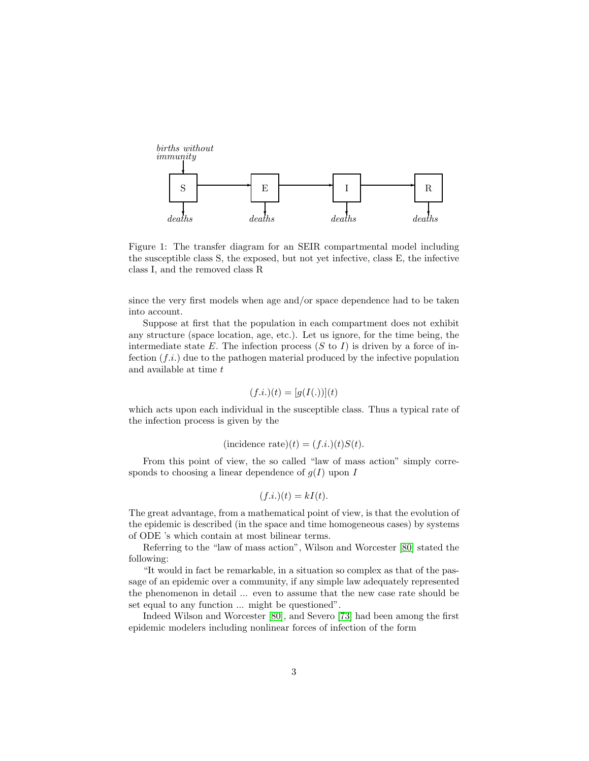Figure 1: The transfer diagram for an SEIR compartmental model including the susceptible class S, the exposed, but not yet infective, class E, the infective class I, and the removed class R

since the very first models when age and/or space dependence had to be taken into account.

Suppose at first that the population in each compartment does not exhibit any structure (space location, age, etc.). Let us ignore, for the time being, the intermediate state $E$. The infection process ($S$ to $I$) is driven by a force of infection ($f.i.$) due to the pathogen material produced by the infective population and available at time $t$

$$(f.i.)(t) = [g(I(.))](t)$$

which acts upon each individual in the susceptible class. Thus a typical rate of the infection process is given by the

$$(\text{incidence rate})(t) = (f.i.)(t)S(t).$$

From this point of view, the so called "law of mass action" simply corresponds to choosing a linear dependence of $g(I)$ upon $I$

$$(f.i.)(t) = kI(t).$$

The great advantage, from a mathematical point of view, is that the evolution of the epidemic is described (in the space and time homogeneous cases) by systems of ODE 's which contain at most bilinear terms.

Referring to the "law of mass action", Wilson and Worcester [80] stated the following:

"It would in fact be remarkable, in a situation so complex as that of the passage of an epidemic over a community, if any simple law adequately represented the phenomenon in detail ... even to assume that the new case rate should be set equal to any function ... might be questioned".

Indeed Wilson and Worcester [80], and Severo [73] had been among the first epidemic modelers including nonlinear forces of infection of the form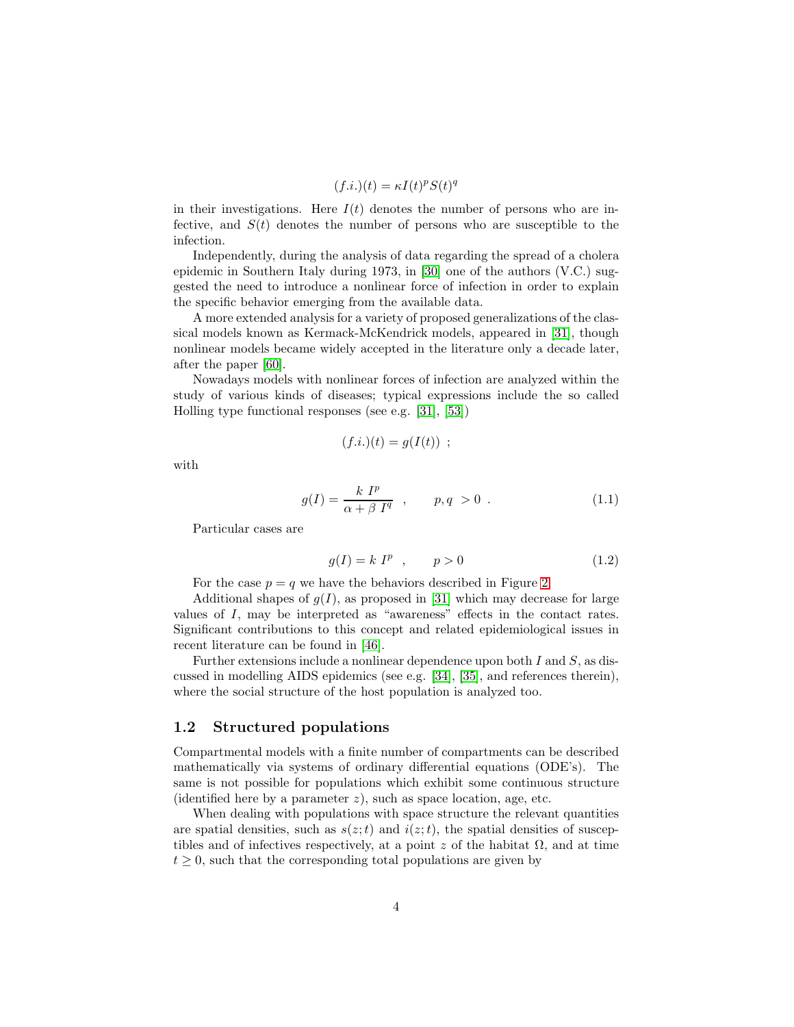$$(f.i.)(t) = \kappa I(t)^p S(t)^q$$

in their investigations. Here $I(t)$ denotes the number of persons who are infective, and $S(t)$ denotes the number of persons who are susceptible to the infection.

Independently, during the analysis of data regarding the spread of a cholera epidemic in Southern Italy during 1973, in [30] one of the authors (V.C.) suggested the need to introduce a nonlinear force of infection in order to explain the specific behavior emerging from the available data.

A more extended analysis for a variety of proposed generalizations of the classical models known as Kermack-McKendrick models, appeared in [31], though nonlinear models became widely accepted in the literature only a decade later, after the paper [60].

Nowadays models with nonlinear forces of infection are analyzed within the study of various kinds of diseases; typical expressions include the so called Holling type functional responses (see e.g. [31], [53])

$$(f.i.)(t) = g(I(t)) \; ;$$

with

$$g(I) = \frac{k \; I^p}{\alpha + \beta \; I^q} \quad , \qquad p, q \; > 0 \; . \tag{1.1}$$

Particular cases are

$$g(I) = k \; I^p \quad , \qquad p > 0 \tag{1.2}$$

For the case $p = q$ we have the behaviors described in Figure 2.

Additional shapes of $g(I)$, as proposed in [31] which may decrease for large values of $I$, may be interpreted as "awareness" effects in the contact rates. Significant contributions to this concept and related epidemiological issues in recent literature can be found in [46].

Further extensions include a nonlinear dependence upon both $I$ and $S$, as discussed in modelling AIDS epidemics (see e.g. [34], [35], and references therein), where the social structure of the host population is analyzed too.

## 1.2 Structured populations

Compartmental models with a finite number of compartments can be described mathematically via systems of ordinary differential equations (ODE's). The same is not possible for populations which exhibit some continuous structure (identified here by a parameter $z$), such as space location, age, etc.

When dealing with populations with space structure the relevant quantities are spatial densities, such as $s(z;t)$ and $i(z;t)$, the spatial densities of susceptibles and of infectives respectively, at a point $z$ of the habitat $\Omega$, and at time $t \geq 0$, such that the corresponding total populations are given by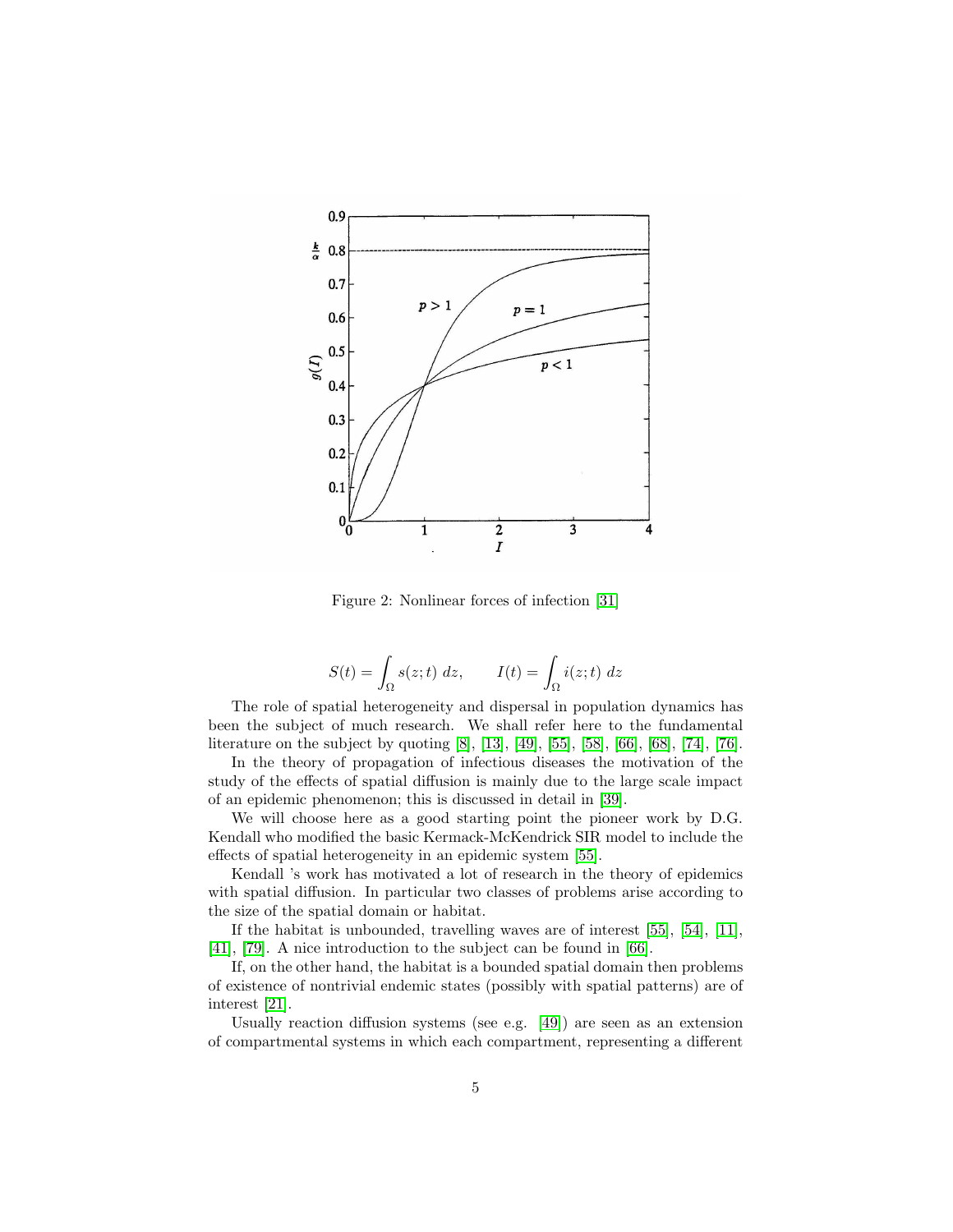Figure 2: Nonlinear forces of infection [31]

$$S(t) = \int_{\Omega} s(z;t)\ dz, \qquad I(t) = \int_{\Omega} i(z;t)\ dz$$

The role of spatial heterogeneity and dispersal in population dynamics has been the subject of much research. We shall refer here to the fundamental literature on the subject by quoting [8], [13], [49], [55], [58], [66], [68], [74], [76].

In the theory of propagation of infectious diseases the motivation of the study of the effects of spatial diffusion is mainly due to the large scale impact of an epidemic phenomenon; this is discussed in detail in [39].

We will choose here as a good starting point the pioneer work by D.G. Kendall who modified the basic Kermack-McKendrick SIR model to include the effects of spatial heterogeneity in an epidemic system [55].

Kendall 's work has motivated a lot of research in the theory of epidemics with spatial diffusion. In particular two classes of problems arise according to the size of the spatial domain or habitat.

If the habitat is unbounded, travelling waves are of interest [55], [54], [11], [41], [79]. A nice introduction to the subject can be found in [66].

If, on the other hand, the habitat is a bounded spatial domain then problems of existence of nontrivial endemic states (possibly with spatial patterns) are of interest [21].

Usually reaction diffusion systems (see e.g. [49]) are seen as an extension of compartmental systems in which each compartment, representing a different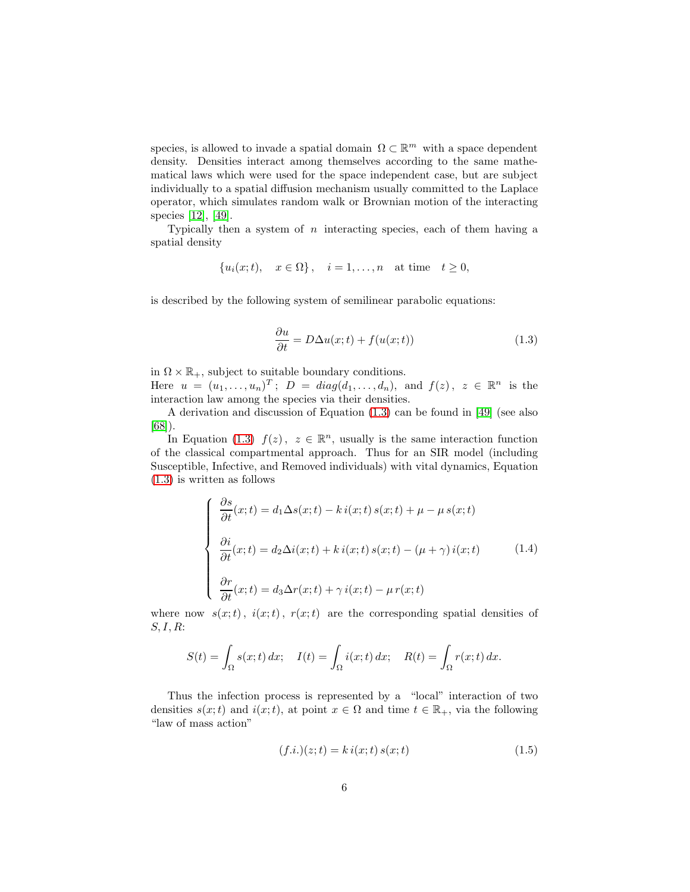species, is allowed to invade a spatial domain $\Omega \subset \mathbb{R}^m$ with a space dependent density. Densities interact among themselves according to the same mathematical laws which were used for the space independent case, but are subject individually to a spatial diffusion mechanism usually committed to the Laplace operator, which simulates random walk or Brownian motion of the interacting species [12], [49].

Typically then a system of $n$ interacting species, each of them having a spatial density

$$\{u_i(x;t), \quad x \in \Omega\}, \quad i = 1, \dots, n \quad \text{at time} \quad t \geq 0,$$

is described by the following system of semilinear parabolic equations:

$$\frac{\partial u}{\partial t} = D\Delta u(x;t) + f(u(x;t)) \tag{1.3}$$

in $\Omega \times \mathbb{R}_+$, subject to suitable boundary conditions.
Here $u = (u_1, \dots, u_n)^T$; $D = diag(d_1, \dots, d_n)$, and $f(z)$, $z \in \mathbb{R}^n$ is the interaction law among the species via their densities.

A derivation and discussion of Equation (1.3) can be found in [49] (see also [68]).

In Equation (1.3) $f(z)$, $z \in \mathbb{R}^n$, usually is the same interaction function of the classical compartmental approach. Thus for an SIR model (including Susceptible, Infective, and Removed individuals) with vital dynamics, Equation (1.3) is written as follows

$$\begin{cases} \dfrac{\partial s}{\partial t}(x;t) = d_1 \Delta s(x;t) - k\, i(x;t)\, s(x;t) + \mu - \mu\, s(x;t) \\[2ex] \dfrac{\partial i}{\partial t}(x;t) = d_2 \Delta i(x;t) + k\, i(x;t)\, s(x;t) - (\mu + \gamma)\, i(x;t) \\[2ex] \dfrac{\partial r}{\partial t}(x;t) = d_3 \Delta r(x;t) + \gamma\, i(x;t) - \mu\, r(x;t) \end{cases} \tag{1.4}$$

where now $s(x;t)$, $i(x;t)$, $r(x;t)$ are the corresponding spatial densities of $S, I, R$:

$$S(t) = \int_\Omega s(x;t)\, dx; \quad I(t) = \int_\Omega i(x;t)\, dx; \quad R(t) = \int_\Omega r(x;t)\, dx.$$

Thus the infection process is represented by a "local" interaction of two densities $s(x;t)$ and $i(x;t)$, at point $x \in \Omega$ and time $t \in \mathbb{R}_+$, via the following "law of mass action"

$$(f.i.)(z;t) = k\, i(x;t)\, s(x;t) \tag{1.5}$$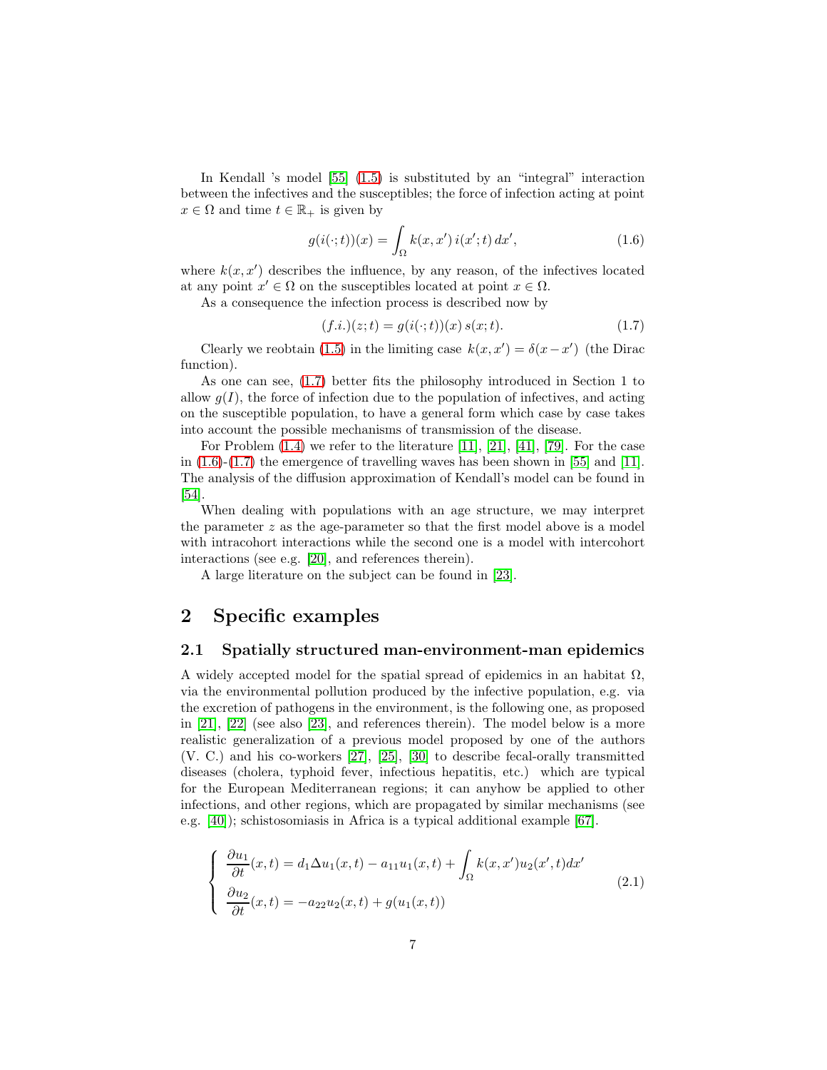In Kendall 's model [55] (1.5) is substituted by an "integral" interaction between the infectives and the susceptibles; the force of infection acting at point $x \in \Omega$ and time $t \in \mathbb{R}_+$ is given by

$$g(i(\cdot;t))(x) = \int_{\Omega} k(x,x')\, i(x';t)\, dx', \tag{1.6}$$

where $k(x,x')$ describes the influence, by any reason, of the infectives located at any point $x' \in \Omega$ on the susceptibles located at point $x \in \Omega$.

As a consequence the infection process is described now by

$$(f.i.)(z;t) = g(i(\cdot;t))(x)\, s(x;t). \tag{1.7}$$

Clearly we reobtain (1.5) in the limiting case $k(x,x') = \delta(x-x')$ (the Dirac function).

As one can see, (1.7) better fits the philosophy introduced in Section 1 to allow $g(I)$, the force of infection due to the population of infectives, and acting on the susceptible population, to have a general form which case by case takes into account the possible mechanisms of transmission of the disease.

For Problem (1.4) we refer to the literature [11], [21], [41], [79]. For the case in (1.6)-(1.7) the emergence of travelling waves has been shown in [55] and [11]. The analysis of the diffusion approximation of Kendall's model can be found in [54].

When dealing with populations with an age structure, we may interpret the parameter $z$ as the age-parameter so that the first model above is a model with intracohort interactions while the second one is a model with intercohort interactions (see e.g. [20], and references therein).

A large literature on the subject can be found in [23].

# 2 Specific examples

## 2.1 Spatially structured man-environment-man epidemics

A widely accepted model for the spatial spread of epidemics in an habitat $\Omega$, via the environmental pollution produced by the infective population, e.g. via the excretion of pathogens in the environment, is the following one, as proposed in [21], [22] (see also [23], and references therein). The model below is a more realistic generalization of a previous model proposed by one of the authors (V. C.) and his co-workers [27], [25], [30] to describe fecal-orally transmitted diseases (cholera, typhoid fever, infectious hepatitis, etc.) which are typical for the European Mediterranean regions; it can anyhow be applied to other infections, and other regions, which are propagated by similar mechanisms (see e.g. [40]); schistosomiasis in Africa is a typical additional example [67].

$$\left\{ \begin{array}{l} \dfrac{\partial u_1}{\partial t}(x,t) = d_1 \Delta u_1(x,t) - a_{11} u_1(x,t) + \displaystyle\int_{\Omega} k(x,x') u_2(x',t) dx' \\ \dfrac{\partial u_2}{\partial t}(x,t) = -a_{22} u_2(x,t) + g(u_1(x,t)) \end{array} \right. \tag{2.1}$$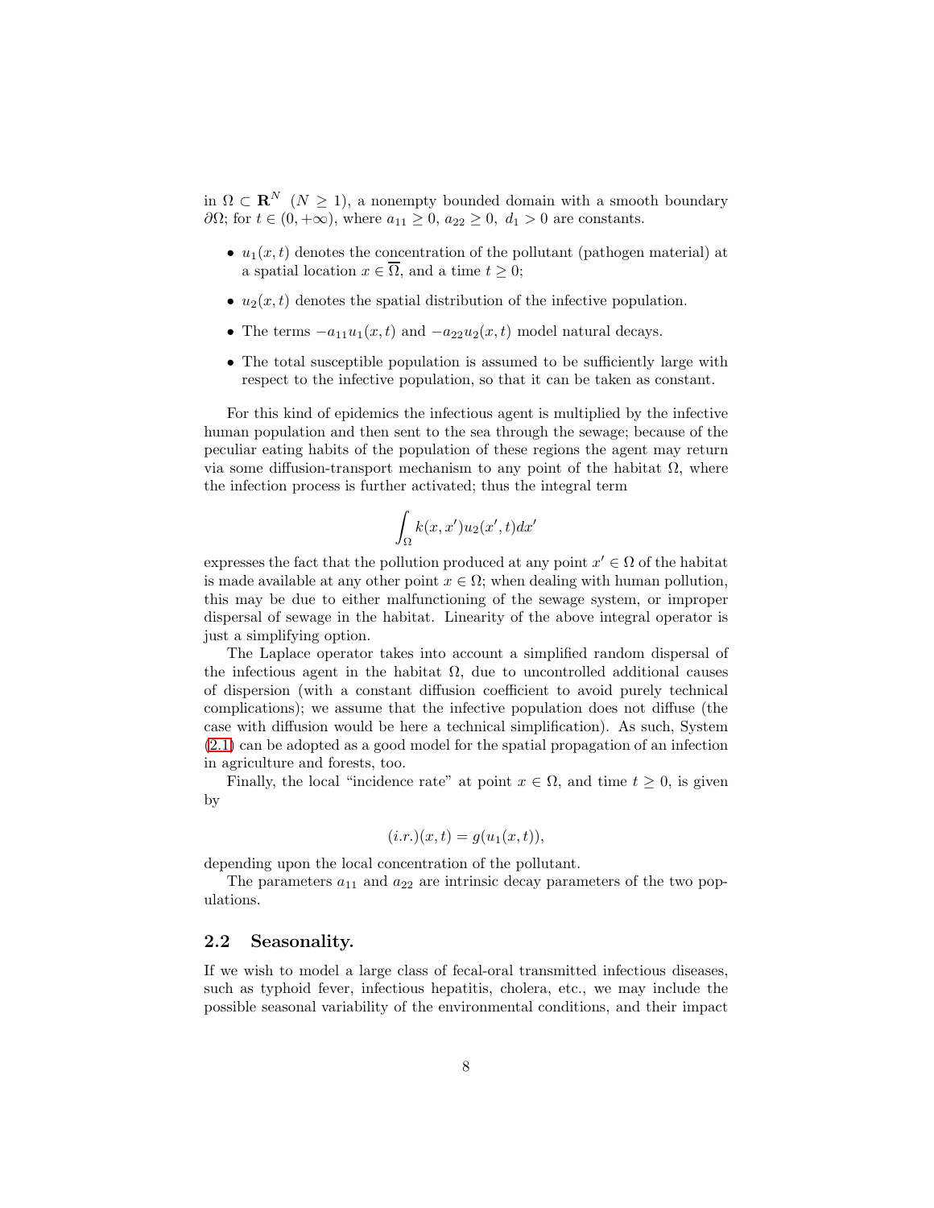in $\Omega \subset \mathbf{R}^N$ $(N \geq 1)$, a nonempty bounded domain with a smooth boundary $\partial\Omega$; for $t \in (0, +\infty)$, where $a_{11} \geq 0,\ a_{22} \geq 0,\ d_1 > 0$ are constants.

- $u_1(x,t)$ denotes the concentration of the pollutant (pathogen material) at a spatial location $x \in \overline{\Omega}$, and a time $t \geq 0$;
- $u_2(x,t)$ denotes the spatial distribution of the infective population.
- The terms $-a_{11}u_1(x,t)$ and $-a_{22}u_2(x,t)$ model natural decays.
- The total susceptible population is assumed to be sufficiently large with respect to the infective population, so that it can be taken as constant.

For this kind of epidemics the infectious agent is multiplied by the infective human population and then sent to the sea through the sewage; because of the peculiar eating habits of the population of these regions the agent may return via some diffusion-transport mechanism to any point of the habitat $\Omega$, where the infection process is further activated; thus the integral term

$$\int_{\Omega} k(x,x')u_2(x',t)dx'$$

expresses the fact that the pollution produced at any point $x' \in \Omega$ of the habitat is made available at any other point $x \in \Omega$; when dealing with human pollution, this may be due to either malfunctioning of the sewage system, or improper dispersal of sewage in the habitat. Linearity of the above integral operator is just a simplifying option.

The Laplace operator takes into account a simplified random dispersal of the infectious agent in the habitat $\Omega$, due to uncontrolled additional causes of dispersion (with a constant diffusion coefficient to avoid purely technical complications); we assume that the infective population does not diffuse (the case with diffusion would be here a technical simplification). As such, System (2.1) can be adopted as a good model for the spatial propagation of an infection in agriculture and forests, too.

Finally, the local "incidence rate" at point $x \in \Omega$, and time $t \geq 0$, is given by

$$(i.r.)(x,t) = g(u_1(x,t)),$$

depending upon the local concentration of the pollutant.

The parameters $a_{11}$ and $a_{22}$ are intrinsic decay parameters of the two populations.

## 2.2 Seasonality.

If we wish to model a large class of fecal-oral transmitted infectious diseases, such as typhoid fever, infectious hepatitis, cholera, etc., we may include the possible seasonal variability of the environmental conditions, and their impact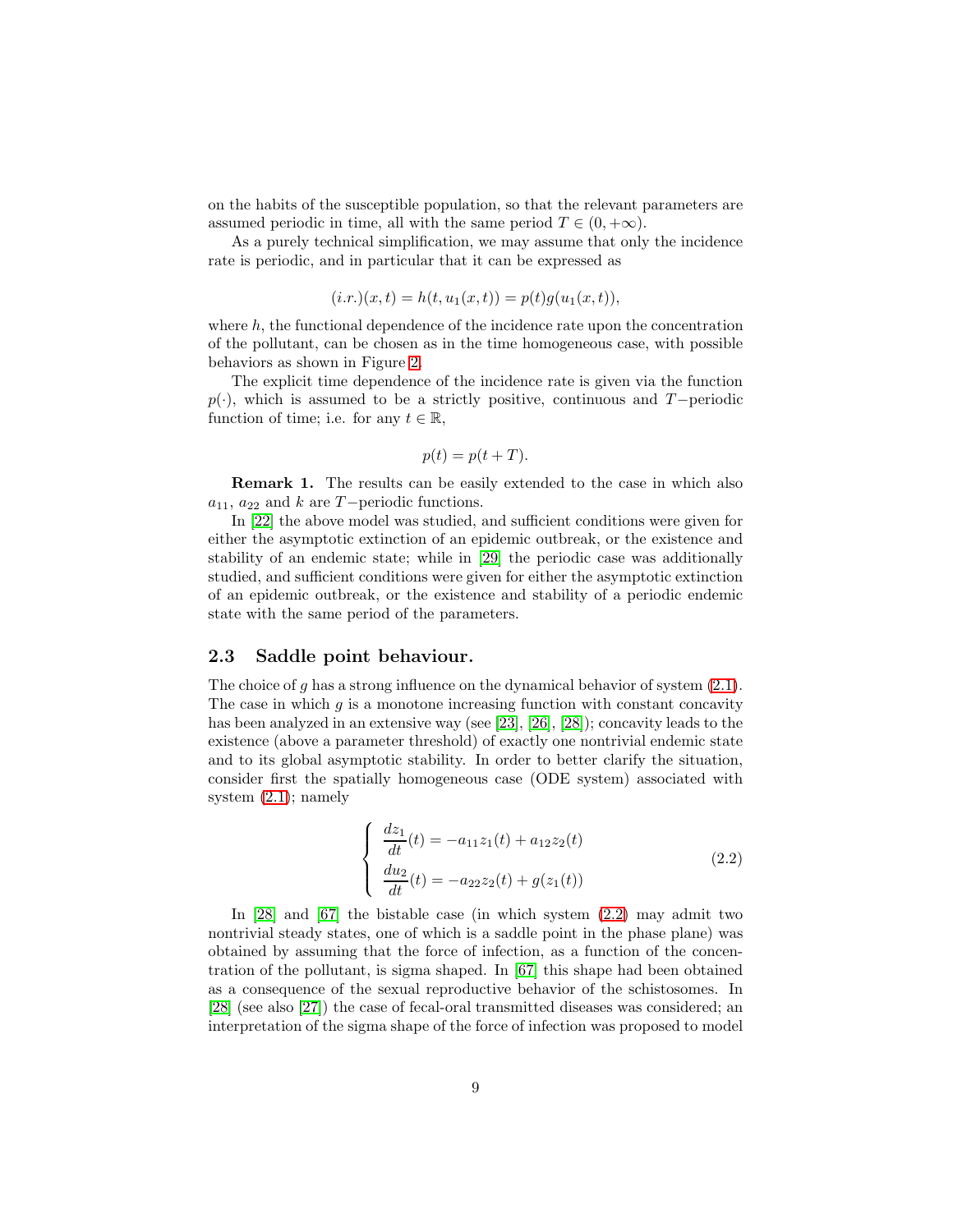on the habits of the susceptible population, so that the relevant parameters are assumed periodic in time, all with the same period $T \in (0, +\infty)$.

As a purely technical simplification, we may assume that only the incidence rate is periodic, and in particular that it can be expressed as

$$(i.r.)(x,t) = h(t, u_1(x,t)) = p(t)g(u_1(x,t)),$$

where $h$, the functional dependence of the incidence rate upon the concentration of the pollutant, can be chosen as in the time homogeneous case, with possible behaviors as shown in Figure 2.

The explicit time dependence of the incidence rate is given via the function $p(\cdot)$, which is assumed to be a strictly positive, continuous and $T-$periodic function of time; i.e. for any $t \in \mathbb{R}$,

$$p(t) = p(t+T).$$

**Remark 1.** The results can be easily extended to the case in which also $a_{11}$, $a_{22}$ and $k$ are $T-$periodic functions.

In [22] the above model was studied, and sufficient conditions were given for either the asymptotic extinction of an epidemic outbreak, or the existence and stability of an endemic state; while in [29] the periodic case was additionally studied, and sufficient conditions were given for either the asymptotic extinction of an epidemic outbreak, or the existence and stability of a periodic endemic state with the same period of the parameters.

### 2.3 Saddle point behaviour.

The choice of $g$ has a strong influence on the dynamical behavior of system (2.1). The case in which $g$ is a monotone increasing function with constant concavity has been analyzed in an extensive way (see [23], [26], [28]); concavity leads to the existence (above a parameter threshold) of exactly one nontrivial endemic state and to its global asymptotic stability. In order to better clarify the situation, consider first the spatially homogeneous case (ODE system) associated with system (2.1); namely

$$\begin{cases} \dfrac{dz_1}{dt}(t) = -a_{11}z_1(t) + a_{12}z_2(t) \\ \dfrac{du_2}{dt}(t) = -a_{22}z_2(t) + g(z_1(t)) \end{cases} \tag{2.2}$$

In [28] and [67] the bistable case (in which system (2.2) may admit two nontrivial steady states, one of which is a saddle point in the phase plane) was obtained by assuming that the force of infection, as a function of the concentration of the pollutant, is sigma shaped. In [67] this shape had been obtained as a consequence of the sexual reproductive behavior of the schistosomes. In [28] (see also [27]) the case of fecal-oral transmitted diseases was considered; an interpretation of the sigma shape of the force of infection was proposed to model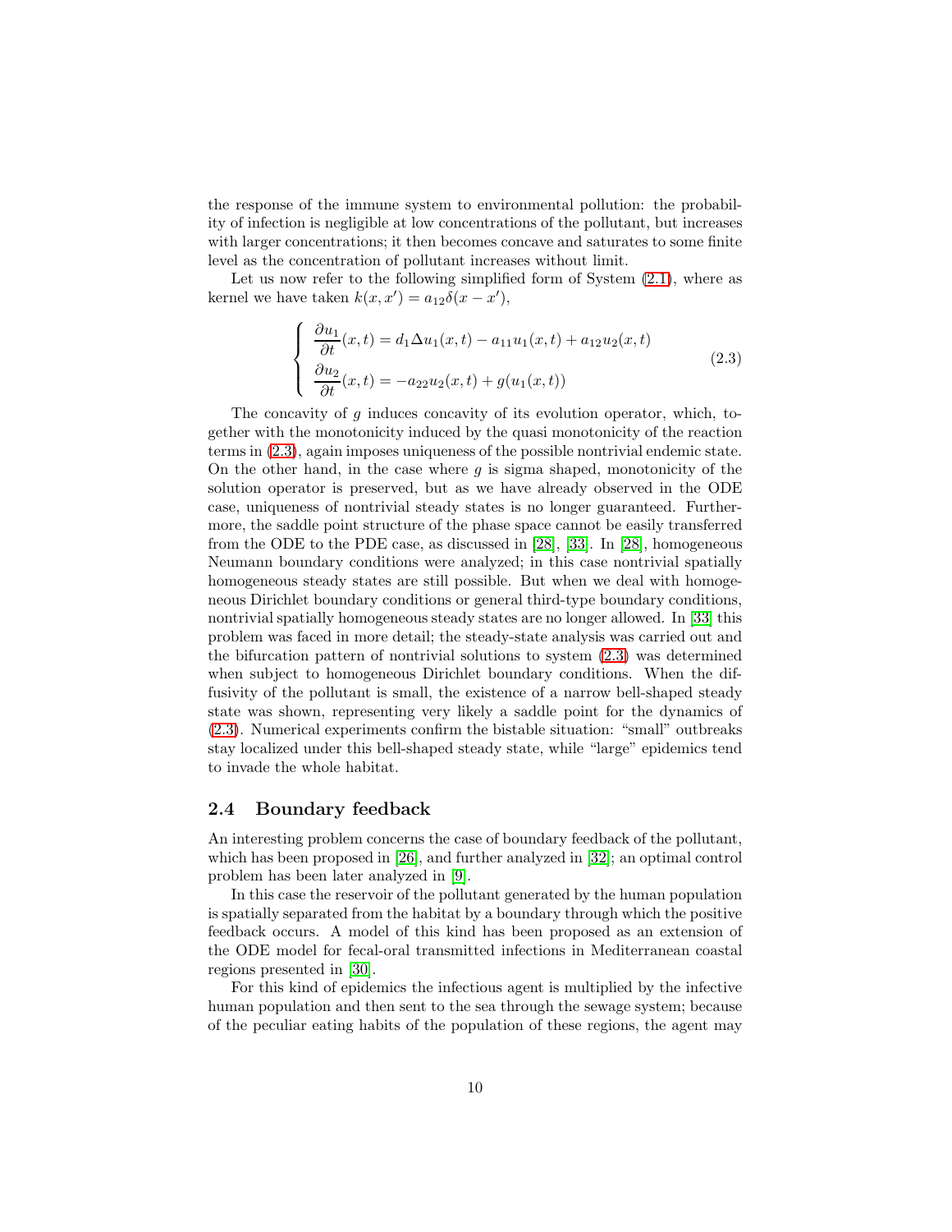the response of the immune system to environmental pollution: the probability of infection is negligible at low concentrations of the pollutant, but increases with larger concentrations; it then becomes concave and saturates to some finite level as the concentration of pollutant increases without limit.

Let us now refer to the following simplified form of System (2.1), where as kernel we have taken $k(x, x') = a_{12}\delta(x - x')$,

$$
\begin{cases}
\dfrac{\partial u_1}{\partial t}(x,t) = d_1 \Delta u_1(x,t) - a_{11} u_1(x,t) + a_{12} u_2(x,t) \\[2mm]
\dfrac{\partial u_2}{\partial t}(x,t) = -a_{22} u_2(x,t) + g(u_1(x,t))
\end{cases}
\tag{2.3}
$$

The concavity of $g$ induces concavity of its evolution operator, which, together with the monotonicity induced by the quasi monotonicity of the reaction terms in (2.3), again imposes uniqueness of the possible nontrivial endemic state. On the other hand, in the case where $g$ is sigma shaped, monotonicity of the solution operator is preserved, but as we have already observed in the ODE case, uniqueness of nontrivial steady states is no longer guaranteed. Furthermore, the saddle point structure of the phase space cannot be easily transferred from the ODE to the PDE case, as discussed in [28], [33]. In [28], homogeneous Neumann boundary conditions were analyzed; in this case nontrivial spatially homogeneous steady states are still possible. But when we deal with homogeneous Dirichlet boundary conditions or general third-type boundary conditions, nontrivial spatially homogeneous steady states are no longer allowed. In [33] this problem was faced in more detail; the steady-state analysis was carried out and the bifurcation pattern of nontrivial solutions to system (2.3) was determined when subject to homogeneous Dirichlet boundary conditions. When the diffusivity of the pollutant is small, the existence of a narrow bell-shaped steady state was shown, representing very likely a saddle point for the dynamics of (2.3). Numerical experiments confirm the bistable situation: "small" outbreaks stay localized under this bell-shaped steady state, while "large" epidemics tend to invade the whole habitat.

## 2.4 Boundary feedback

An interesting problem concerns the case of boundary feedback of the pollutant, which has been proposed in [26], and further analyzed in [32]; an optimal control problem has been later analyzed in [9].

In this case the reservoir of the pollutant generated by the human population is spatially separated from the habitat by a boundary through which the positive feedback occurs. A model of this kind has been proposed as an extension of the ODE model for fecal-oral transmitted infections in Mediterranean coastal regions presented in [30].

For this kind of epidemics the infectious agent is multiplied by the infective human population and then sent to the sea through the sewage system; because of the peculiar eating habits of the population of these regions, the agent may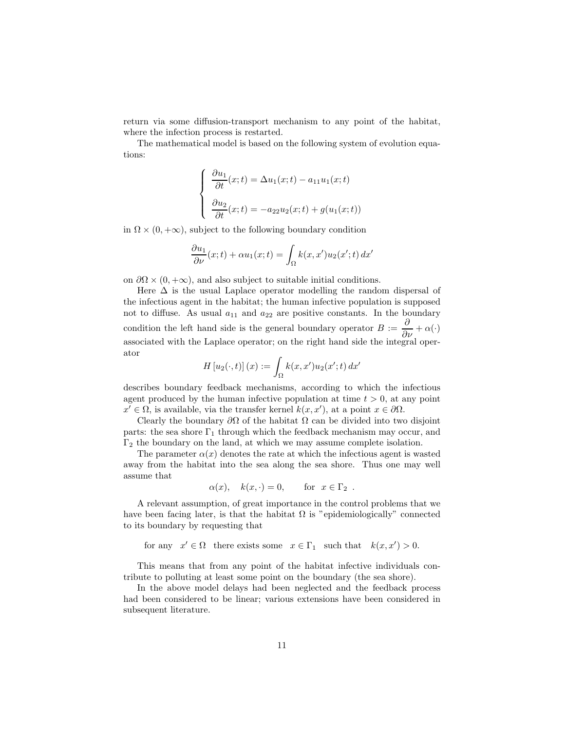return via some diffusion-transport mechanism to any point of the habitat, where the infection process is restarted.

The mathematical model is based on the following system of evolution equations:

$$\begin{cases} \dfrac{\partial u_1}{\partial t}(x;t) = \Delta u_1(x;t) - a_{11}u_1(x;t) \\[2ex] \dfrac{\partial u_2}{\partial t}(x;t) = -a_{22}u_2(x;t) + g(u_1(x;t)) \end{cases}$$

in $\Omega \times (0,+\infty)$, subject to the following boundary condition

$$\frac{\partial u_1}{\partial \nu}(x;t) + \alpha u_1(x;t) = \int_\Omega k(x,x')u_2(x';t)\,dx'$$

on $\partial\Omega \times (0,+\infty)$, and also subject to suitable initial conditions.

Here $\Delta$ is the usual Laplace operator modelling the random dispersal of the infectious agent in the habitat; the human infective population is supposed not to diffuse. As usual $a_{11}$ and $a_{22}$ are positive constants. In the boundary condition the left hand side is the general boundary operator $B := \dfrac{\partial}{\partial \nu} + \alpha(\cdot)$ associated with the Laplace operator; on the right hand side the integral operator

$$H\left[u_2(\cdot,t)\right](x) := \int_\Omega k(x,x')u_2(x';t)\,dx'$$

describes boundary feedback mechanisms, according to which the infectious agent produced by the human infective population at time $t > 0$, at any point $x' \in \Omega$, is available, via the transfer kernel $k(x,x')$, at a point $x \in \partial\Omega$.

Clearly the boundary $\partial\Omega$ of the habitat $\Omega$ can be divided into two disjoint parts: the sea shore $\Gamma_1$ through which the feedback mechanism may occur, and $\Gamma_2$ the boundary on the land, at which we may assume complete isolation.

The parameter $\alpha(x)$ denotes the rate at which the infectious agent is wasted away from the habitat into the sea along the sea shore. Thus one may well assume that

$$\alpha(x), \quad k(x,\cdot) = 0, \qquad \text{for} \;\; x \in \Gamma_2 \;\; .$$

A relevant assumption, of great importance in the control problems that we have been facing later, is that the habitat $\Omega$ is "epidemiologically" connected to its boundary by requesting that

$$\text{for any} \quad x' \in \Omega \quad \text{there exists some} \quad x \in \Gamma_1 \quad \text{such that} \quad k(x,x') > 0.$$

This means that from any point of the habitat infective individuals contribute to polluting at least some point on the boundary (the sea shore).

In the above model delays had been neglected and the feedback process had been considered to be linear; various extensions have been considered in subsequent literature.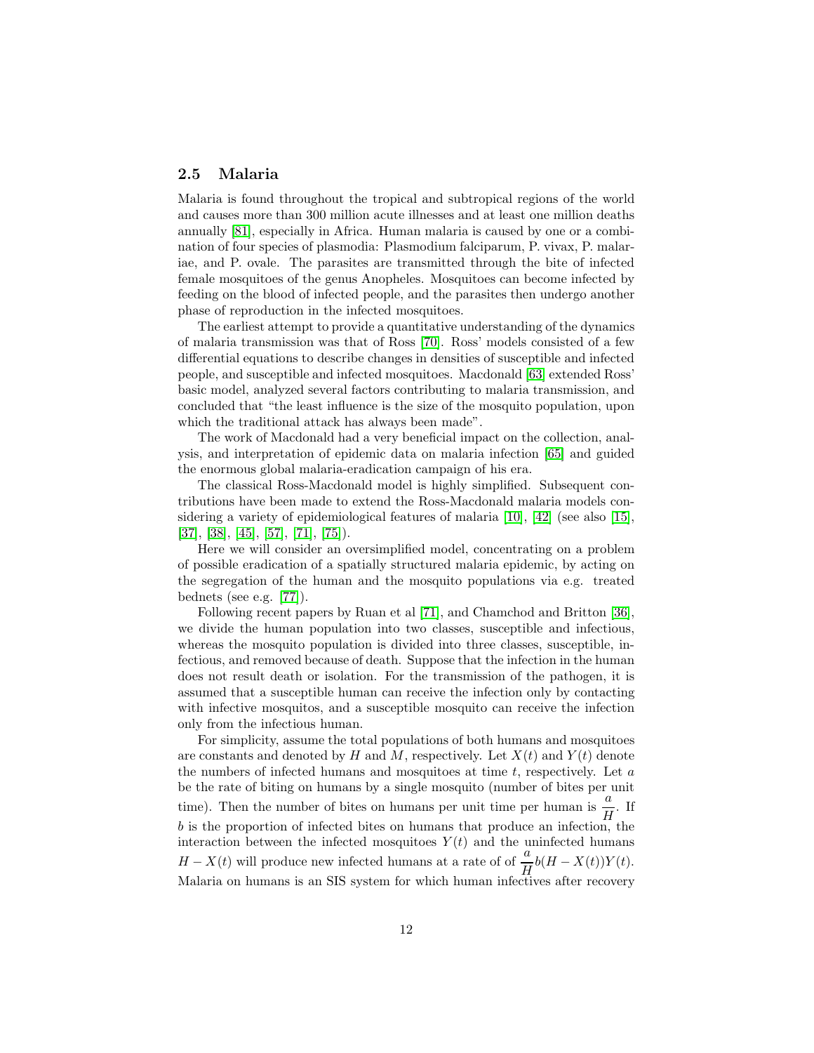## 2.5 Malaria

Malaria is found throughout the tropical and subtropical regions of the world and causes more than 300 million acute illnesses and at least one million deaths annually [81], especially in Africa. Human malaria is caused by one or a combination of four species of plasmodia: Plasmodium falciparum, P. vivax, P. malariae, and P. ovale. The parasites are transmitted through the bite of infected female mosquitoes of the genus Anopheles. Mosquitoes can become infected by feeding on the blood of infected people, and the parasites then undergo another phase of reproduction in the infected mosquitoes.

The earliest attempt to provide a quantitative understanding of the dynamics of malaria transmission was that of Ross [70]. Ross' models consisted of a few differential equations to describe changes in densities of susceptible and infected people, and susceptible and infected mosquitoes. Macdonald [63] extended Ross' basic model, analyzed several factors contributing to malaria transmission, and concluded that "the least influence is the size of the mosquito population, upon which the traditional attack has always been made".

The work of Macdonald had a very beneficial impact on the collection, analysis, and interpretation of epidemic data on malaria infection [65] and guided the enormous global malaria-eradication campaign of his era.

The classical Ross-Macdonald model is highly simplified. Subsequent contributions have been made to extend the Ross-Macdonald malaria models considering a variety of epidemiological features of malaria [10], [42] (see also [15], [37], [38], [45], [57], [71], [75]).

Here we will consider an oversimplified model, concentrating on a problem of possible eradication of a spatially structured malaria epidemic, by acting on the segregation of the human and the mosquito populations via e.g. treated bednets (see e.g. [77]).

Following recent papers by Ruan et al [71], and Chamchod and Britton [36], we divide the human population into two classes, susceptible and infectious, whereas the mosquito population is divided into three classes, susceptible, infectious, and removed because of death. Suppose that the infection in the human does not result death or isolation. For the transmission of the pathogen, it is assumed that a susceptible human can receive the infection only by contacting with infective mosquitos, and a susceptible mosquito can receive the infection only from the infectious human.

For simplicity, assume the total populations of both humans and mosquitoes are constants and denoted by $H$ and $M$, respectively. Let $X(t)$ and $Y(t)$ denote the numbers of infected humans and mosquitoes at time $t$, respectively. Let $a$ be the rate of biting on humans by a single mosquito (number of bites per unit time). Then the number of bites on humans per unit time per human is $\dfrac{a}{H}$. If $b$ is the proportion of infected bites on humans that produce an infection, the interaction between the infected mosquitoes $Y(t)$ and the uninfected humans $H - X(t)$ will produce new infected humans at a rate of of $\dfrac{a}{H}b(H - X(t))Y(t)$. Malaria on humans is an SIS system for which human infectives after recovery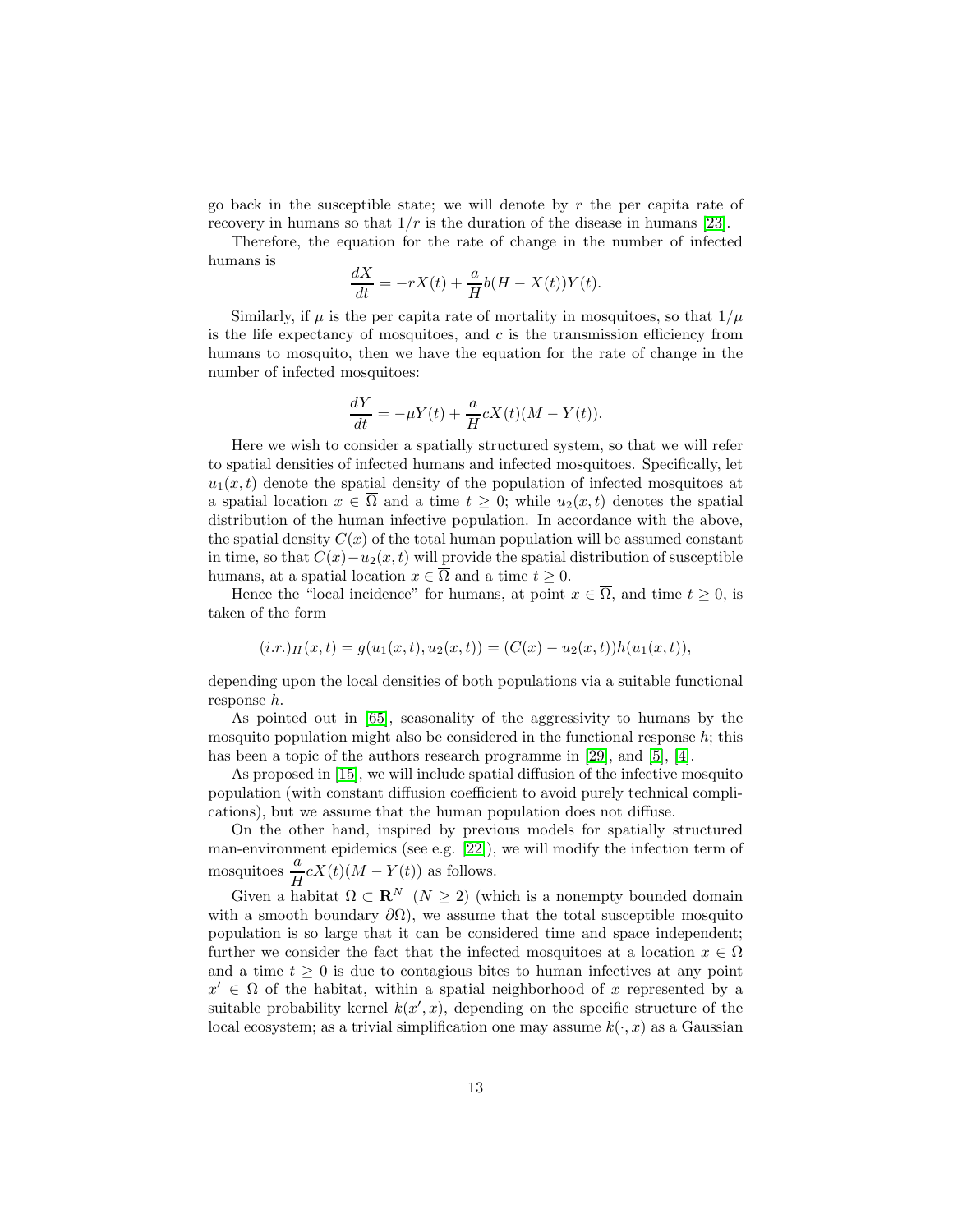go back in the susceptible state; we will denote by $r$ the per capita rate of recovery in humans so that $1/r$ is the duration of the disease in humans [23].

Therefore, the equation for the rate of change in the number of infected humans is

$$\frac{dX}{dt} = -rX(t) + \frac{a}{H}b(H - X(t))Y(t).$$

Similarly, if $\mu$ is the per capita rate of mortality in mosquitoes, so that $1/\mu$ is the life expectancy of mosquitoes, and $c$ is the transmission efficiency from humans to mosquito, then we have the equation for the rate of change in the number of infected mosquitoes:

$$\frac{dY}{dt} = -\mu Y(t) + \frac{a}{H}cX(t)(M - Y(t)).$$

Here we wish to consider a spatially structured system, so that we will refer to spatial densities of infected humans and infected mosquitoes. Specifically, let $u_1(x,t)$ denote the spatial density of the population of infected mosquitoes at a spatial location $x \in \overline{\Omega}$ and a time $t \geq 0$; while $u_2(x,t)$ denotes the spatial distribution of the human infective population. In accordance with the above, the spatial density $C(x)$ of the total human population will be assumed constant in time, so that $C(x) - u_2(x,t)$ will provide the spatial distribution of susceptible humans, at a spatial location $x \in \overline{\Omega}$ and a time $t \geq 0$.

Hence the "local incidence" for humans, at point $x \in \overline{\Omega}$, and time $t \geq 0$, is taken of the form

$$(i.r.)_H(x,t) = g(u_1(x,t), u_2(x,t)) = (C(x) - u_2(x,t))h(u_1(x,t)),$$

depending upon the local densities of both populations via a suitable functional response $h$.

As pointed out in [65], seasonality of the aggressivity to humans by the mosquito population might also be considered in the functional response $h$; this has been a topic of the authors research programme in [29], and [5], [4].

As proposed in [15], we will include spatial diffusion of the infective mosquito population (with constant diffusion coefficient to avoid purely technical complications), but we assume that the human population does not diffuse.

On the other hand, inspired by previous models for spatially structured man-environment epidemics (see e.g. [22]), we will modify the infection term of mosquitoes $\dfrac{a}{H}cX(t)(M - Y(t))$ as follows.

Given a habitat $\Omega \subset \mathbf{R}^N$ $(N \geq 2)$ (which is a nonempty bounded domain with a smooth boundary $\partial\Omega$), we assume that the total susceptible mosquito population is so large that it can be considered time and space independent; further we consider the fact that the infected mosquitoes at a location $x \in \Omega$ and a time $t \geq 0$ is due to contagious bites to human infectives at any point $x' \in \Omega$ of the habitat, within a spatial neighborhood of $x$ represented by a suitable probability kernel $k(x', x)$, depending on the specific structure of the local ecosystem; as a trivial simplification one may assume $k(\cdot, x)$ as a Gaussian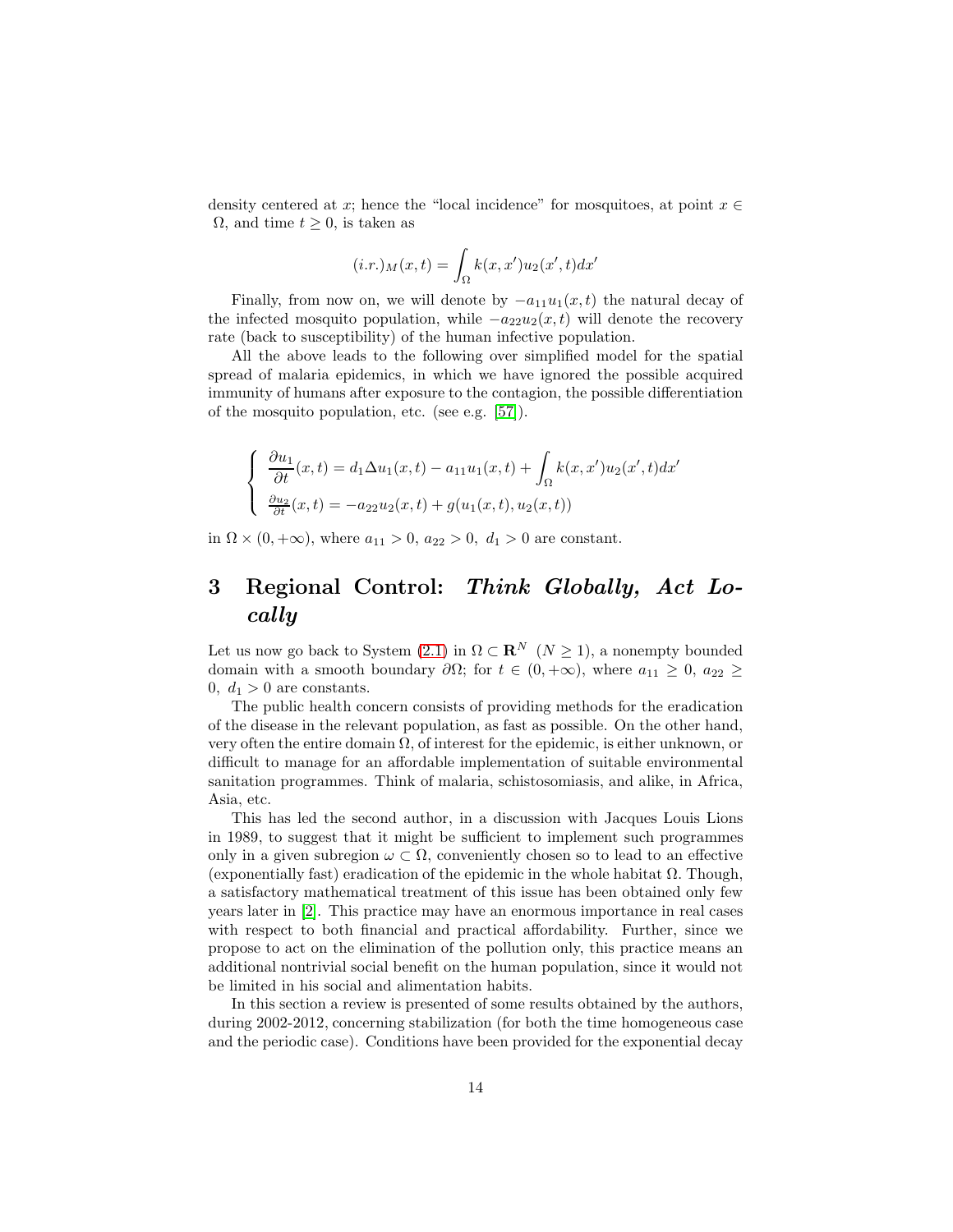density centered at $x$; hence the "local incidence" for mosquitoes, at point $x \in \Omega$, and time $t \geq 0$, is taken as

$$(i.r.)_M(x,t) = \int_\Omega k(x,x')u_2(x',t)dx'$$

Finally, from now on, we will denote by $-a_{11}u_1(x,t)$ the natural decay of the infected mosquito population, while $-a_{22}u_2(x,t)$ will denote the recovery rate (back to susceptibility) of the human infective population.

All the above leads to the following over simplified model for the spatial spread of malaria epidemics, in which we have ignored the possible acquired immunity of humans after exposure to the contagion, the possible differentiation of the mosquito population, etc. (see e.g. [57]).

$$\begin{cases} \dfrac{\partial u_1}{\partial t}(x,t) = d_1 \Delta u_1(x,t) - a_{11}u_1(x,t) + \displaystyle\int_\Omega k(x,x')u_2(x',t)dx' \\ \frac{\partial u_2}{\partial t}(x,t) = -a_{22}u_2(x,t) + g(u_1(x,t), u_2(x,t)) \end{cases}$$

in $\Omega \times (0,+\infty)$, where $a_{11} > 0,\ a_{22} > 0,\ d_1 > 0$ are constant.

# 3 Regional Control: *Think Globally, Act Locally*

Let us now go back to System (2.1) in $\Omega \subset \mathbf{R}^N$ $(N \geq 1)$, a nonempty bounded domain with a smooth boundary $\partial\Omega$; for $t \in (0,+\infty)$, where $a_{11} \geq 0,\ a_{22} \geq 0,\ d_1 > 0$ are constants.

The public health concern consists of providing methods for the eradication of the disease in the relevant population, as fast as possible. On the other hand, very often the entire domain $\Omega$, of interest for the epidemic, is either unknown, or difficult to manage for an affordable implementation of suitable environmental sanitation programmes. Think of malaria, schistosomiasis, and alike, in Africa, Asia, etc.

This has led the second author, in a discussion with Jacques Louis Lions in 1989, to suggest that it might be sufficient to implement such programmes only in a given subregion $\omega \subset \Omega$, conveniently chosen so to lead to an effective (exponentially fast) eradication of the epidemic in the whole habitat $\Omega$. Though, a satisfactory mathematical treatment of this issue has been obtained only few years later in [2]. This practice may have an enormous importance in real cases with respect to both financial and practical affordability. Further, since we propose to act on the elimination of the pollution only, this practice means an additional nontrivial social benefit on the human population, since it would not be limited in his social and alimentation habits.

In this section a review is presented of some results obtained by the authors, during 2002-2012, concerning stabilization (for both the time homogeneous case and the periodic case). Conditions have been provided for the exponential decay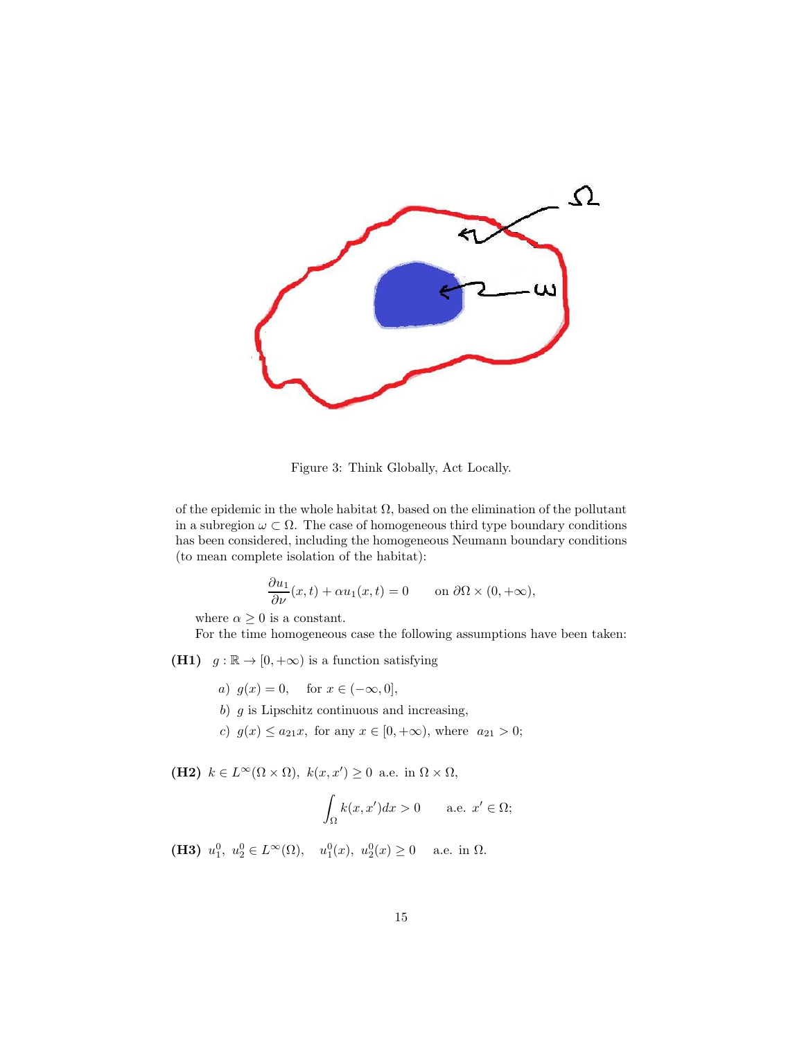Figure 3: Think Globally, Act Locally.

of the epidemic in the whole habitat $\Omega$, based on the elimination of the pollutant in a subregion $\omega \subset \Omega$. The case of homogeneous third type boundary conditions has been considered, including the homogeneous Neumann boundary conditions (to mean complete isolation of the habitat):

$$\frac{\partial u_1}{\partial \nu}(x,t) + \alpha u_1(x,t) = 0 \qquad \text{on } \partial\Omega \times (0, +\infty),$$

where $\alpha \geq 0$ is a constant.

For the time homogeneous case the following assumptions have been taken:

**(H1)** $g : \mathbb{R} \to [0, +\infty)$ is a function satisfying

- *a)* $g(x) = 0$, for $x \in (-\infty, 0]$,
- *b)* $g$ is Lipschitz continuous and increasing,
- *c)* $g(x) \leq a_{21}x$, for any $x \in [0, +\infty)$, where $a_{21} > 0$;

**(H2)** $k \in L^\infty(\Omega \times \Omega)$, $k(x, x') \geq 0$ a.e. in $\Omega \times \Omega$,

$$\int_\Omega k(x, x')dx > 0 \qquad \text{a.e. } x' \in \Omega;$$

**(H3)** $u_1^0,\ u_2^0 \in L^\infty(\Omega)$, $u_1^0(x),\ u_2^0(x) \geq 0$ a.e. in $\Omega$.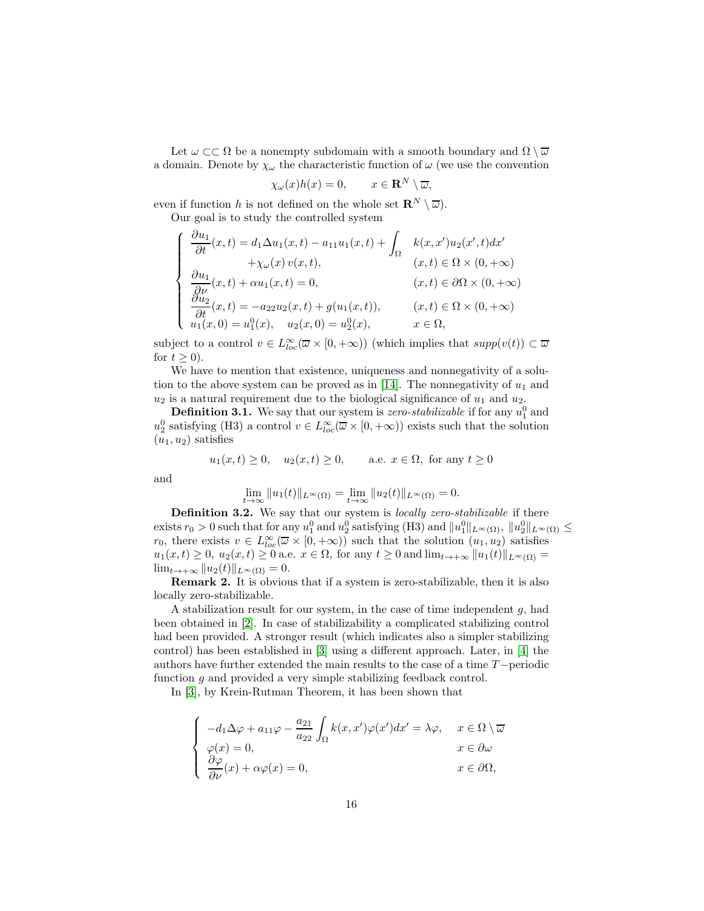Let $\omega \subset\subset \Omega$ be a nonempty subdomain with a smooth boundary and $\Omega \setminus \overline{\omega}$ a domain. Denote by $\chi_\omega$ the characteristic function of $\omega$ (we use the convention

$$\chi_\omega(x)h(x) = 0, \qquad x \in \mathbf{R}^N \setminus \overline{\omega},$$

even if function $h$ is not defined on the whole set $\mathbf{R}^N \setminus \overline{\omega}$).

Our goal is to study the controlled system

$$\begin{cases} \dfrac{\partial u_1}{\partial t}(x,t) = d_1 \Delta u_1(x,t) - a_{11} u_1(x,t) + \displaystyle\int_\Omega k(x,x') u_2(x',t) dx' \\ \qquad\qquad +\chi_\omega(x)\, v(x,t), & (x,t) \in \Omega \times (0,+\infty) \\ \dfrac{\partial u_1}{\partial \nu}(x,t) + \alpha u_1(x,t) = 0, & (x,t) \in \partial\Omega \times (0,+\infty) \\ \dfrac{\partial u_2}{\partial t}(x,t) = -a_{22} u_2(x,t) + g(u_1(x,t)), & (x,t) \in \Omega \times (0,+\infty) \\ u_1(x,0) = u_1^0(x), \quad u_2(x,0) = u_2^0(x), & x \in \Omega, \end{cases}$$

subject to a control $v \in L^\infty_{loc}(\overline{\omega} \times [0,+\infty))$ (which implies that $supp(v(t)) \subset \overline{\omega}$ for $t \geq 0$).

We have to mention that existence, uniqueness and nonnegativity of a solution to the above system can be proved as in [14]. The nonnegativity of $u_1$ and $u_2$ is a natural requirement due to the biological significance of $u_1$ and $u_2$.

**Definition 3.1.** We say that our system is *zero-stabilizable* if for any $u_1^0$ and $u_2^0$ satisfying (H3) a control $v \in L^\infty_{loc}(\overline{\omega} \times [0,+\infty))$ exists such that the solution $(u_1, u_2)$ satisfies

$$u_1(x,t) \geq 0, \quad u_2(x,t) \geq 0, \qquad \text{a.e. } x \in \Omega, \text{ for any } t \geq 0$$

and

$$\lim_{t\to\infty} \|u_1(t)\|_{L^\infty(\Omega)} = \lim_{t\to\infty} \|u_2(t)\|_{L^\infty(\Omega)} = 0.$$

**Definition 3.2.** We say that our system is *locally zero-stabilizable* if there exists $r_0 > 0$ such that for any $u_1^0$ and $u_2^0$ satisfying (H3) and $\|u_1^0\|_{L^\infty(\Omega)},\ \|u_2^0\|_{L^\infty(\Omega)} \leq r_0$, there exists $v \in L^\infty_{loc}(\overline{\omega} \times [0,+\infty))$ such that the solution $(u_1, u_2)$ satisfies $u_1(x,t) \geq 0$, $u_2(x,t) \geq 0$ a.e. $x \in \Omega$, for any $t \geq 0$ and $\lim_{t\to+\infty} \|u_1(t)\|_{L^\infty(\Omega)} = \lim_{t\to+\infty} \|u_2(t)\|_{L^\infty(\Omega)} = 0$.

**Remark 2.** It is obvious that if a system is zero-stabilizable, then it is also locally zero-stabilizable.

A stabilization result for our system, in the case of time independent $g$, had been obtained in [2]. In case of stabilizability a complicated stabilizing control had been provided. A stronger result (which indicates also a simpler stabilizing control) has been established in [3] using a different approach. Later, in [4] the authors have further extended the main results to the case of a time $T-$periodic function $g$ and provided a very simple stabilizing feedback control.

In [3], by Krein-Rutman Theorem, it has been shown that

$$\begin{cases} -d_1 \Delta \varphi + a_{11} \varphi - \dfrac{a_{21}}{a_{22}} \displaystyle\int_\Omega k(x,x') \varphi(x') dx' = \lambda \varphi, & x \in \Omega \setminus \overline{\omega} \\ \varphi(x) = 0, & x \in \partial\omega \\ \dfrac{\partial \varphi}{\partial \nu}(x) + \alpha \varphi(x) = 0, & x \in \partial\Omega, \end{cases}$$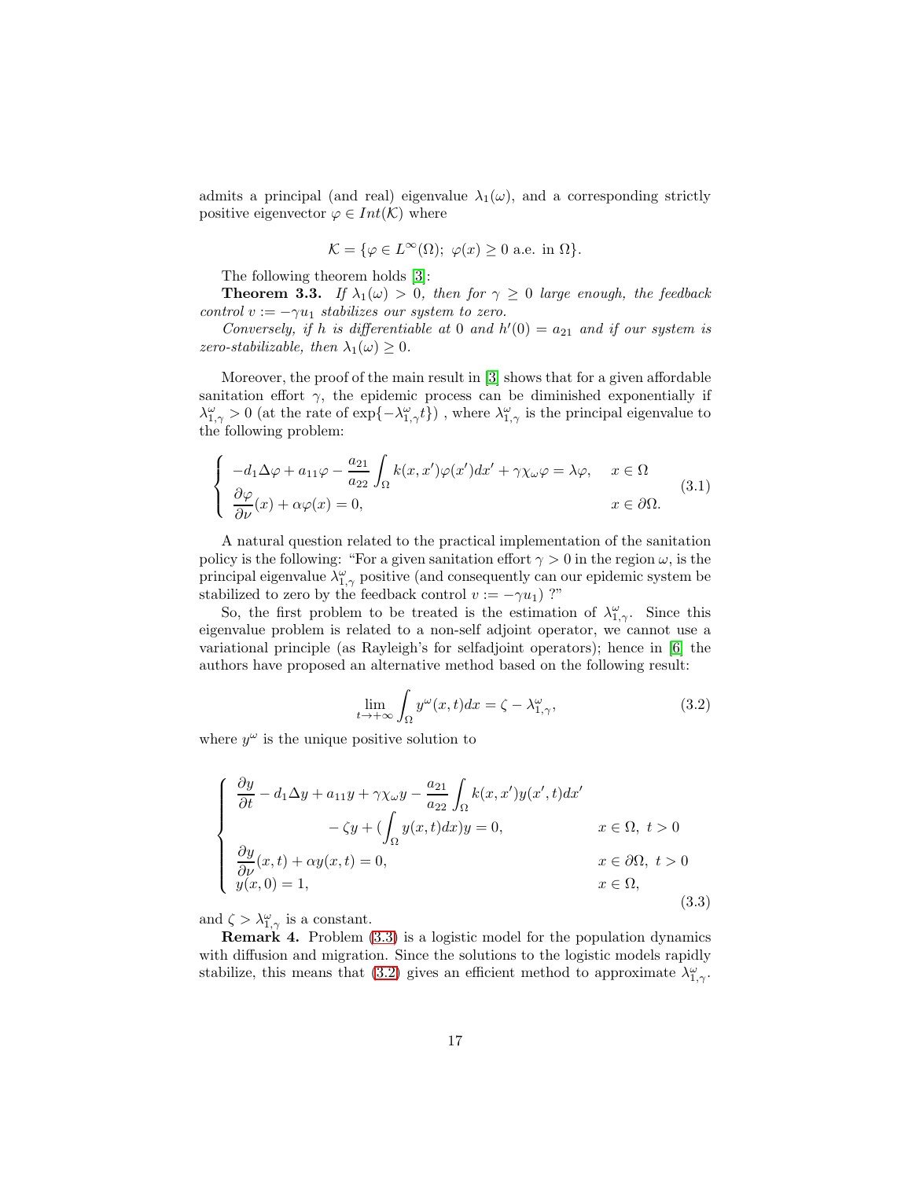admits a principal (and real) eigenvalue $\lambda_1(\omega)$, and a corresponding strictly positive eigenvector $\varphi \in Int(\mathcal{K})$ where

$$\mathcal{K} = \{\varphi \in L^\infty(\Omega);\ \varphi(x) \geq 0 \text{ a.e. in } \Omega\}.$$

The following theorem holds [3]:

**Theorem 3.3.** *If $\lambda_1(\omega) > 0$, then for $\gamma \geq 0$ large enough, the feedback control $v := -\gamma u_1$ stabilizes our system to zero.*

*Conversely, if $h$ is differentiable at 0 and $h'(0) = a_{21}$ and if our system is zero-stabilizable, then $\lambda_1(\omega) \geq 0$.*

Moreover, the proof of the main result in [3] shows that for a given affordable sanitation effort $\gamma$, the epidemic process can be diminished exponentially if $\lambda^\omega_{1,\gamma} > 0$ (at the rate of $\exp\{-\lambda^\omega_{1,\gamma} t\}$) , where $\lambda^\omega_{1,\gamma}$ is the principal eigenvalue to the following problem:

$$\left\{\begin{array}{ll} -d_1\Delta\varphi + a_{11}\varphi - \dfrac{a_{21}}{a_{22}}\displaystyle\int_\Omega k(x,x')\varphi(x')dx' + \gamma\chi_\omega\varphi = \lambda\varphi, & x \in \Omega \\ \dfrac{\partial\varphi}{\partial\nu}(x) + \alpha\varphi(x) = 0, & x \in \partial\Omega. \end{array}\right. \tag{3.1}$$

A natural question related to the practical implementation of the sanitation policy is the following: "For a given sanitation effort $\gamma > 0$ in the region $\omega$, is the principal eigenvalue $\lambda^\omega_{1,\gamma}$ positive (and consequently can our epidemic system be stabilized to zero by the feedback control $v := -\gamma u_1$) ?"

So, the first problem to be treated is the estimation of $\lambda^\omega_{1,\gamma}$. Since this eigenvalue problem is related to a non-self adjoint operator, we cannot use a variational principle (as Rayleigh's for selfadjoint operators); hence in [6] the authors have proposed an alternative method based on the following result:

$$\lim_{t\to+\infty}\int_\Omega y^\omega(x,t)dx = \zeta - \lambda^\omega_{1,\gamma}, \tag{3.2}$$

where $y^\omega$ is the unique positive solution to

$$\left\{\begin{array}{ll} \dfrac{\partial y}{\partial t} - d_1\Delta y + a_{11}y + \gamma\chi_\omega y - \dfrac{a_{21}}{a_{22}}\displaystyle\int_\Omega k(x,x')y(x',t)dx' & \\ \qquad\qquad - \zeta y + (\displaystyle\int_\Omega y(x,t)dx)y = 0, & x \in \Omega,\ t > 0 \\ \dfrac{\partial y}{\partial\nu}(x,t) + \alpha y(x,t) = 0, & x \in \partial\Omega,\ t > 0 \\ y(x,0) = 1, & x \in \Omega, \end{array}\right. \tag{3.3}$$

and $\zeta > \lambda^\omega_{1,\gamma}$ is a constant.

**Remark 4.** Problem (3.3) is a logistic model for the population dynamics with diffusion and migration. Since the solutions to the logistic models rapidly stabilize, this means that (3.2) gives an efficient method to approximate $\lambda^\omega_{1,\gamma}$.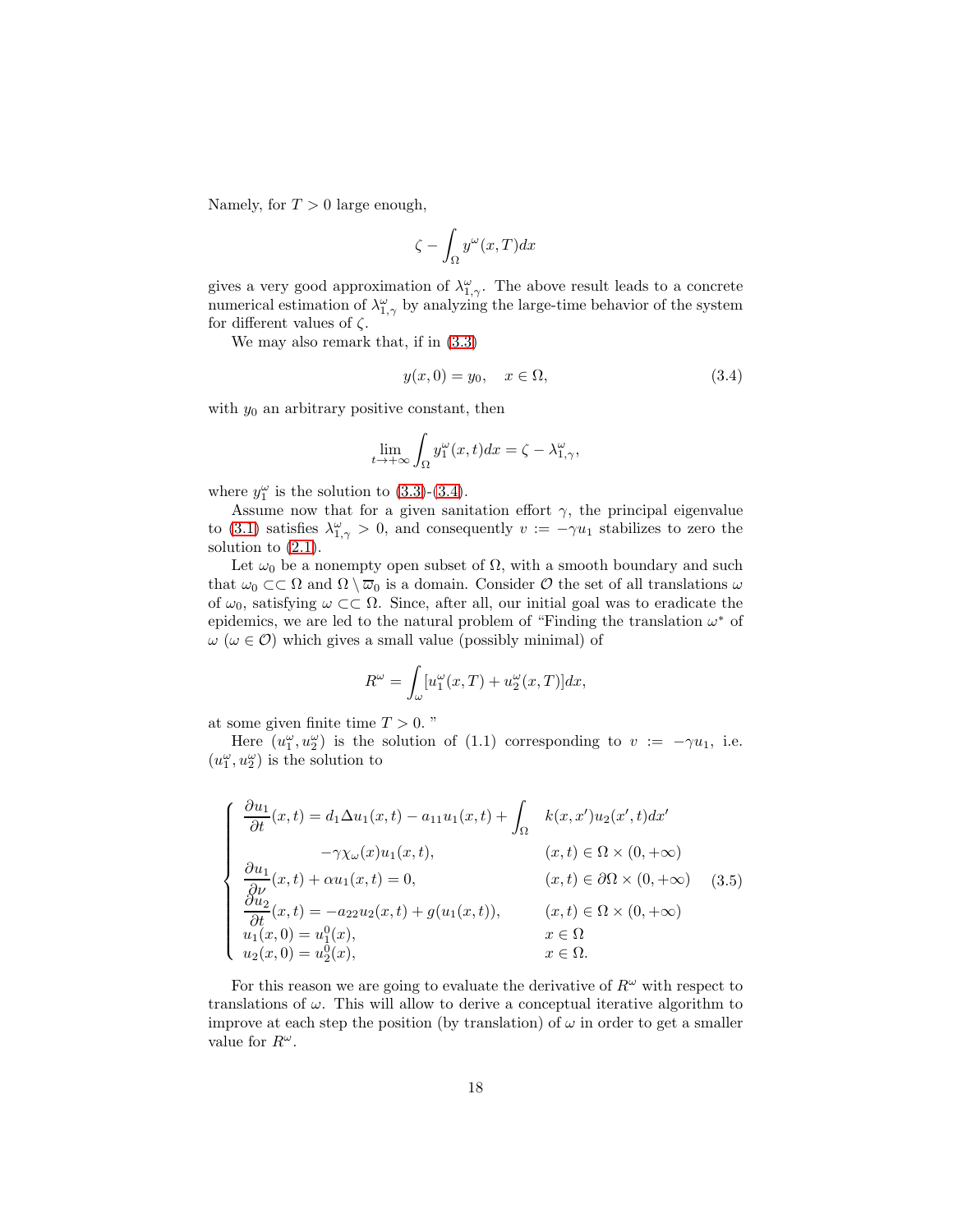Namely, for $T > 0$ large enough,

$$\zeta - \int_\Omega y^\omega(x,T)dx$$

gives a very good approximation of $\lambda_{1,\gamma}^\omega$. The above result leads to a concrete numerical estimation of $\lambda_{1,\gamma}^\omega$ by analyzing the large-time behavior of the system for different values of $\zeta$.

We may also remark that, if in (3.3)

$$y(x,0) = y_0, \quad x \in \Omega, \tag{3.4}$$

with $y_0$ an arbitrary positive constant, then

$$\lim_{t\to+\infty} \int_\Omega y_1^\omega(x,t)dx = \zeta - \lambda_{1,\gamma}^\omega,$$

where $y_1^\omega$ is the solution to (3.3)-(3.4).

Assume now that for a given sanitation effort $\gamma$, the principal eigenvalue to (3.1) satisfies $\lambda_{1,\gamma}^\omega > 0$, and consequently $v := -\gamma u_1$ stabilizes to zero the solution to (2.1).

Let $\omega_0$ be a nonempty open subset of $\Omega$, with a smooth boundary and such that $\omega_0 \subset\subset \Omega$ and $\Omega \setminus \overline{\omega}_0$ is a domain. Consider $\mathcal{O}$ the set of all translations $\omega$ of $\omega_0$, satisfying $\omega \subset\subset \Omega$. Since, after all, our initial goal was to eradicate the epidemics, we are led to the natural problem of "Finding the translation $\omega^*$ of $\omega$ ($\omega \in \mathcal{O}$) which gives a small value (possibly minimal) of

$$R^\omega = \int_\omega [u_1^\omega(x,T) + u_2^\omega(x,T)]dx,$$

at some given finite time $T > 0$. "

Here $(u_1^\omega, u_2^\omega)$ is the solution of (1.1) corresponding to $v := -\gamma u_1$, i.e. $(u_1^\omega, u_2^\omega)$ is the solution to

$$\begin{cases} \dfrac{\partial u_1}{\partial t}(x,t) = d_1\Delta u_1(x,t) - a_{11}u_1(x,t) + \displaystyle\int_\Omega k(x,x')u_2(x',t)dx' \\ \qquad\qquad -\gamma\chi_\omega(x)u_1(x,t), & (x,t) \in \Omega \times (0,+\infty) \\ \dfrac{\partial u_1}{\partial \nu}(x,t) + \alpha u_1(x,t) = 0, & (x,t) \in \partial\Omega \times (0,+\infty) \\ \dfrac{\partial u_2}{\partial t}(x,t) = -a_{22}u_2(x,t) + g(u_1(x,t)), & (x,t) \in \Omega \times (0,+\infty) \\ u_1(x,0) = u_1^0(x), & x \in \Omega \\ u_2(x,0) = u_2^0(x), & x \in \Omega. \end{cases} \tag{3.5}$$

For this reason we are going to evaluate the derivative of $R^\omega$ with respect to translations of $\omega$. This will allow to derive a conceptual iterative algorithm to improve at each step the position (by translation) of $\omega$ in order to get a smaller value for $R^\omega$.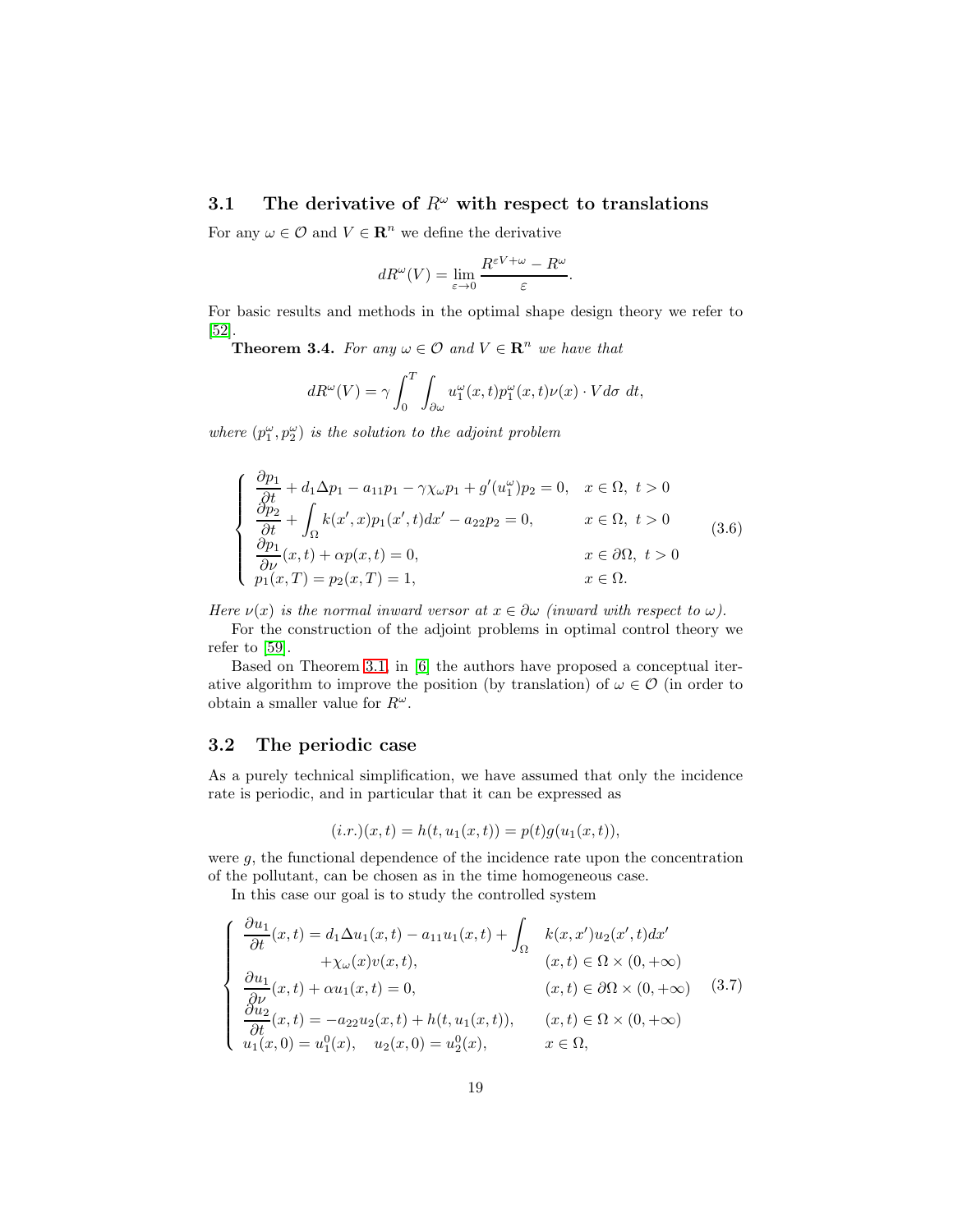### 3.1 The derivative of $R^\omega$ with respect to translations

For any $\omega \in \mathcal{O}$ and $V \in \mathbf{R}^n$ we define the derivative

$$dR^\omega(V) = \lim_{\varepsilon \to 0} \frac{R^{\varepsilon V + \omega} - R^\omega}{\varepsilon}.$$

For basic results and methods in the optimal shape design theory we refer to [52].

**Theorem 3.4.** *For any $\omega \in \mathcal{O}$ and $V \in \mathbf{R}^n$ we have that*

$$dR^\omega(V) = \gamma \int_0^T \int_{\partial\omega} u_1^\omega(x,t) p_1^\omega(x,t) \nu(x) \cdot V d\sigma \, dt,$$

*where $(p_1^\omega, p_2^\omega)$ is the solution to the adjoint problem*

$$\begin{cases} \dfrac{\partial p_1}{\partial t} + d_1 \Delta p_1 - a_{11} p_1 - \gamma \chi_\omega p_1 + g'(u_1^\omega) p_2 = 0, & x \in \Omega, \ t > 0 \\ \dfrac{\partial p_2}{\partial t} + \displaystyle\int_\Omega k(x', x) p_1(x', t) dx' - a_{22} p_2 = 0, & x \in \Omega, \ t > 0 \\ \dfrac{\partial p_1}{\partial \nu}(x,t) + \alpha p(x,t) = 0, & x \in \partial\Omega, \ t > 0 \\ p_1(x,T) = p_2(x,T) = 1, & x \in \Omega. \end{cases} \tag{3.6}$$

*Here $\nu(x)$ is the normal inward versor at $x \in \partial\omega$ (inward with respect to $\omega$).*

For the construction of the adjoint problems in optimal control theory we refer to [59].

Based on Theorem 3.1, in [6] the authors have proposed a conceptual iterative algorithm to improve the position (by translation) of $\omega \in \mathcal{O}$ (in order to obtain a smaller value for $R^\omega$.

### 3.2 The periodic case

As a purely technical simplification, we have assumed that only the incidence rate is periodic, and in particular that it can be expressed as

$$(i.r.)(x,t) = h(t, u_1(x,t)) = p(t) g(u_1(x,t)),$$

were $g$, the functional dependence of the incidence rate upon the concentration of the pollutant, can be chosen as in the time homogeneous case.

In this case our goal is to study the controlled system

$$\begin{cases} \dfrac{\partial u_1}{\partial t}(x,t) = d_1 \Delta u_1(x,t) - a_{11} u_1(x,t) + \displaystyle\int_\Omega k(x,x') u_2(x',t) dx' \\ \qquad\qquad + \chi_\omega(x) v(x,t), & (x,t) \in \Omega \times (0, +\infty) \\ \dfrac{\partial u_1}{\partial \nu}(x,t) + \alpha u_1(x,t) = 0, & (x,t) \in \partial\Omega \times (0, +\infty) \\ \dfrac{\partial u_2}{\partial t}(x,t) = -a_{22} u_2(x,t) + h(t, u_1(x,t)), & (x,t) \in \Omega \times (0, +\infty) \\ u_1(x,0) = u_1^0(x), \quad u_2(x,0) = u_2^0(x), & x \in \Omega, \end{cases} \tag{3.7}$$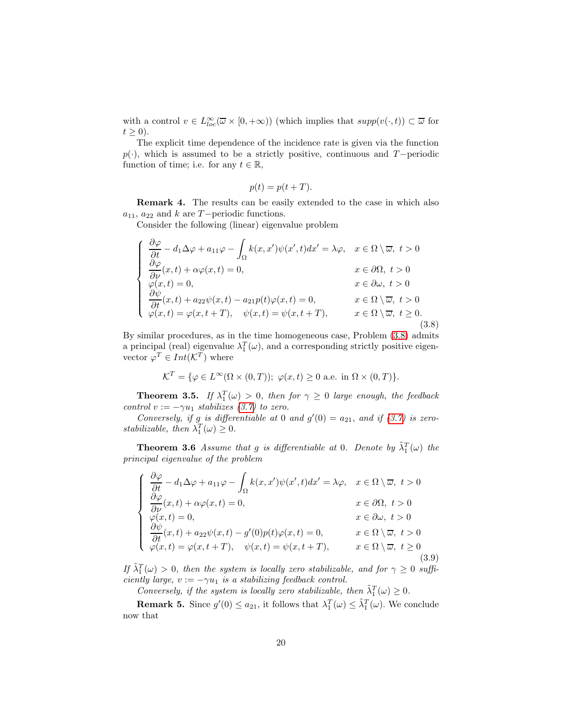with a control $v \in L^{\infty}_{loc}(\overline{\omega} \times [0, +\infty))$ (which implies that $supp(v(\cdot, t)) \subset \overline{\omega}$ for $t \geq 0$).

The explicit time dependence of the incidence rate is given via the function $p(\cdot)$, which is assumed to be a strictly positive, continuous and $T-$periodic function of time; i.e. for any $t \in \mathbb{R}$,

$$p(t) = p(t + T).$$

**Remark 4.** The results can be easily extended to the case in which also $a_{11}$, $a_{22}$ and $k$ are $T-$periodic functions.

Consider the following (linear) eigenvalue problem

$$\left\{ \begin{array}{ll} \dfrac{\partial \varphi}{\partial t} - d_1 \Delta \varphi + a_{11} \varphi - \displaystyle\int_{\Omega} k(x, x') \psi(x', t) dx' = \lambda \varphi, & x \in \Omega \setminus \overline{\omega},\ t > 0 \\ \dfrac{\partial \varphi}{\partial \nu}(x, t) + \alpha \varphi(x, t) = 0, & x \in \partial \Omega,\ t > 0 \\ \varphi(x, t) = 0, & x \in \partial \omega,\ t > 0 \\ \dfrac{\partial \psi}{\partial t}(x, t) + a_{22} \psi(x, t) - a_{21} p(t) \varphi(x, t) = 0, & x \in \Omega \setminus \overline{\omega},\ t > 0 \\ \varphi(x, t) = \varphi(x, t + T), \quad \psi(x, t) = \psi(x, t + T), & x \in \Omega \setminus \overline{\omega},\ t \geq 0. \end{array} \right. \tag{3.8}$$

By similar procedures, as in the time homogeneous case, Problem (3.8) admits a principal (real) eigenvalue $\lambda_1^T(\omega)$, and a corresponding strictly positive eigenvector $\varphi^T \in Int(\mathcal{K}^T)$ where

$$\mathcal{K}^T = \{\varphi \in L^{\infty}(\Omega \times (0, T));\ \varphi(x, t) \geq 0 \text{ a.e. in } \Omega \times (0, T)\}.$$

**Theorem 3.5.** *If $\lambda_1^T(\omega) > 0$, then for $\gamma \geq 0$ large enough, the feedback control $v := -\gamma u_1$ stabilizes (3.7) to zero.*

*Conversely, if $g$ is differentiable at $0$ and $g'(0) = a_{21}$, and if (3.7) is zero-stabilizable, then $\lambda_1^T(\omega) \geq 0$.*

**Theorem 3.6** *Assume that $g$ is differentiable at $0$. Denote by $\tilde{\lambda}_1^T(\omega)$ the principal eigenvalue of the problem*

$$\left\{ \begin{array}{ll} \dfrac{\partial \varphi}{\partial t} - d_1 \Delta \varphi + a_{11} \varphi - \displaystyle\int_{\Omega} k(x, x') \psi(x', t) dx' = \lambda \varphi, & x \in \Omega \setminus \overline{\omega},\ t > 0 \\ \dfrac{\partial \varphi}{\partial \nu}(x, t) + \alpha \varphi(x, t) = 0, & x \in \partial \Omega,\ t > 0 \\ \varphi(x, t) = 0, & x \in \partial \omega,\ t > 0 \\ \dfrac{\partial \psi}{\partial t}(x, t) + a_{22} \psi(x, t) - g'(0) p(t) \varphi(x, t) = 0, & x \in \Omega \setminus \overline{\omega},\ t > 0 \\ \varphi(x, t) = \varphi(x, t + T), \quad \psi(x, t) = \psi(x, t + T), & x \in \Omega \setminus \overline{\omega},\ t \geq 0 \end{array} \right. \tag{3.9}$$

*If $\tilde{\lambda}_1^T(\omega) > 0$, then the system is locally zero stabilizable, and for $\gamma \geq 0$ sufficiently large, $v := -\gamma u_1$ is a stabilizing feedback control.*

*Conversely, if the system is locally zero stabilizable, then $\tilde{\lambda}_1^T(\omega) \geq 0$.*

**Remark 5.** Since $g'(0) \leq a_{21}$, it follows that $\lambda_1^T(\omega) \leq \tilde{\lambda}_1^T(\omega)$. We conclude now that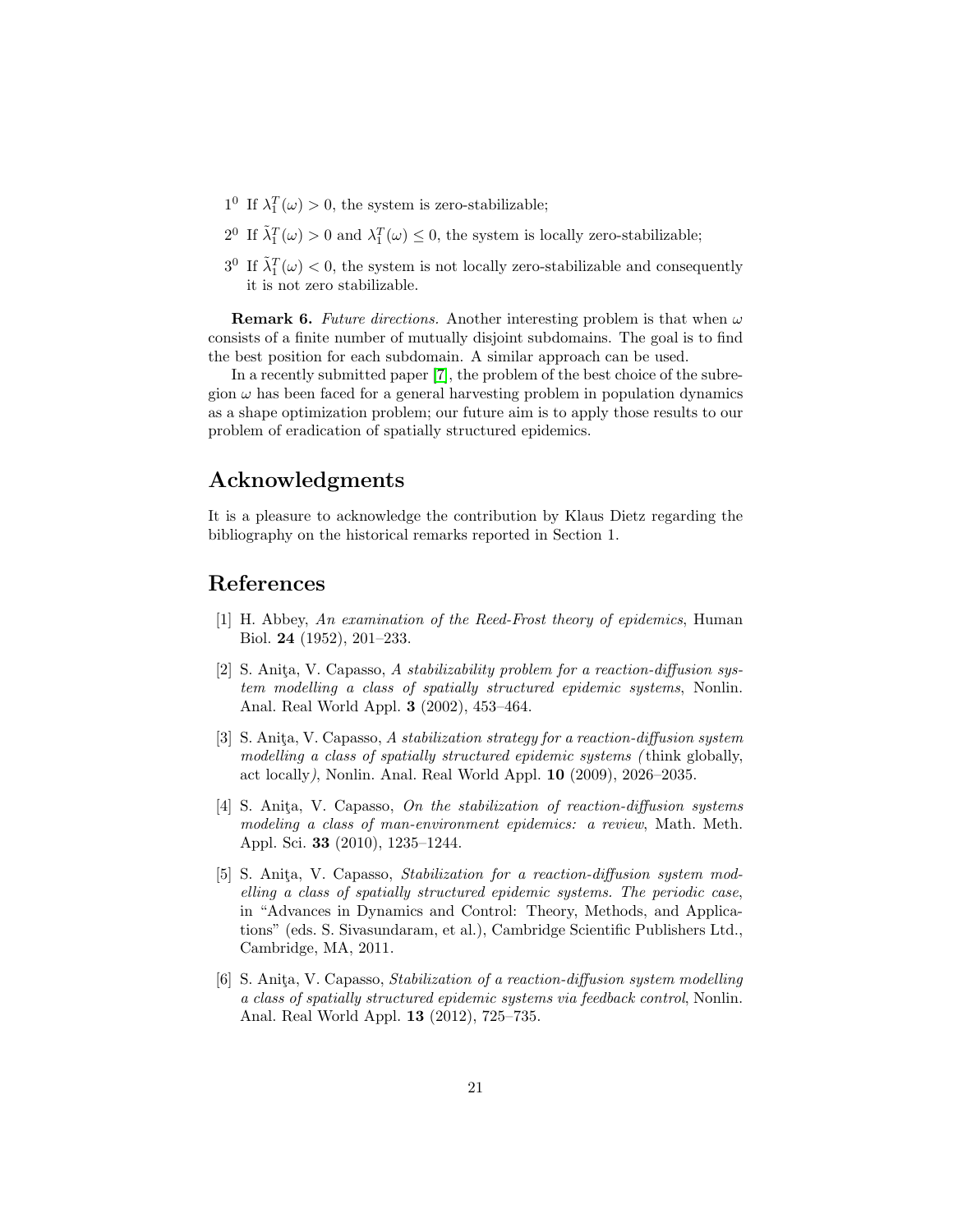$1^0$ If $\lambda_1^T(\omega) > 0$, the system is zero-stabilizable;

$2^0$ If $\tilde{\lambda}_1^T(\omega) > 0$ and $\lambda_1^T(\omega) \leq 0$, the system is locally zero-stabilizable;

$3^0$ If $\tilde{\lambda}_1^T(\omega) < 0$, the system is not locally zero-stabilizable and consequently it is not zero stabilizable.

**Remark 6.** *Future directions.* Another interesting problem is that when $\omega$ consists of a finite number of mutually disjoint subdomains. The goal is to find the best position for each subdomain. A similar approach can be used.

In a recently submitted paper [7], the problem of the best choice of the subregion $\omega$ has been faced for a general harvesting problem in population dynamics as a shape optimization problem; our future aim is to apply those results to our problem of eradication of spatially structured epidemics.

## Acknowledgments

It is a pleasure to acknowledge the contribution by Klaus Dietz regarding the bibliography on the historical remarks reported in Section 1.

## References

[1] H. Abbey, *An examination of the Reed-Frost theory of epidemics*, Human Biol. **24** (1952), 201–233.

[2] S. Aniţa, V. Capasso, *A stabilizability problem for a reaction-diffusion system modelling a class of spatially structured epidemic systems*, Nonlin. Anal. Real World Appl. **3** (2002), 453–464.

[3] S. Aniţa, V. Capasso, *A stabilization strategy for a reaction-diffusion system modelling a class of spatially structured epidemic systems (*think globally, act locally*)*, Nonlin. Anal. Real World Appl. **10** (2009), 2026–2035.

[4] S. Aniţa, V. Capasso, *On the stabilization of reaction-diffusion systems modeling a class of man-environment epidemics: a review*, Math. Meth. Appl. Sci. **33** (2010), 1235–1244.

[5] S. Aniţa, V. Capasso, *Stabilization for a reaction-diffusion system modelling a class of spatially structured epidemic systems. The periodic case*, in "Advances in Dynamics and Control: Theory, Methods, and Applications" (eds. S. Sivasundaram, et al.), Cambridge Scientific Publishers Ltd., Cambridge, MA, 2011.

[6] S. Aniţa, V. Capasso, *Stabilization of a reaction-diffusion system modelling a class of spatially structured epidemic systems via feedback control*, Nonlin. Anal. Real World Appl. **13** (2012), 725–735.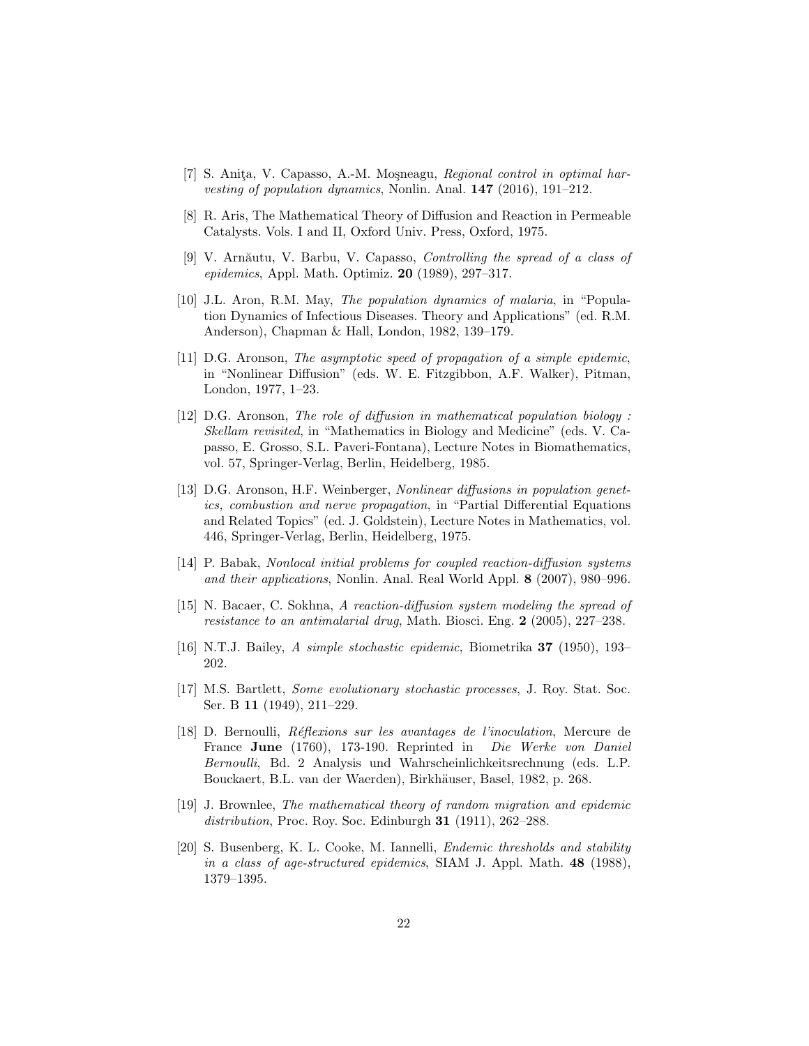[7] S. Aniţa, V. Capasso, A.-M. Moşneagu, *Regional control in optimal harvesting of population dynamics*, Nonlin. Anal. **147** (2016), 191–212.

[8] R. Aris, The Mathematical Theory of Diffusion and Reaction in Permeable Catalysts. Vols. I and II, Oxford Univ. Press, Oxford, 1975.

[9] V. Arnăutu, V. Barbu, V. Capasso, *Controlling the spread of a class of epidemics*, Appl. Math. Optimiz. **20** (1989), 297–317.

[10] J.L. Aron, R.M. May, *The population dynamics of malaria*, in "Population Dynamics of Infectious Diseases. Theory and Applications" (ed. R.M. Anderson), Chapman & Hall, London, 1982, 139–179.

[11] D.G. Aronson, *The asymptotic speed of propagation of a simple epidemic*, in "Nonlinear Diffusion" (eds. W. E. Fitzgibbon, A.F. Walker), Pitman, London, 1977, 1–23.

[12] D.G. Aronson, *The role of diffusion in mathematical population biology : Skellam revisited*, in "Mathematics in Biology and Medicine" (eds. V. Capasso, E. Grosso, S.L. Paveri-Fontana), Lecture Notes in Biomathematics, vol. 57, Springer-Verlag, Berlin, Heidelberg, 1985.

[13] D.G. Aronson, H.F. Weinberger, *Nonlinear diffusions in population genetics, combustion and nerve propagation*, in "Partial Differential Equations and Related Topics" (ed. J. Goldstein), Lecture Notes in Mathematics, vol. 446, Springer-Verlag, Berlin, Heidelberg, 1975.

[14] P. Babak, *Nonlocal initial problems for coupled reaction-diffusion systems and their applications*, Nonlin. Anal. Real World Appl. **8** (2007), 980–996.

[15] N. Bacaer, C. Sokhna, *A reaction-diffusion system modeling the spread of resistance to an antimalarial drug*, Math. Biosci. Eng. **2** (2005), 227–238.

[16] N.T.J. Bailey, *A simple stochastic epidemic*, Biometrika **37** (1950), 193–202.

[17] M.S. Bartlett, *Some evolutionary stochastic processes*, J. Roy. Stat. Soc. Ser. B **11** (1949), 211–229.

[18] D. Bernoulli, *Réflexions sur les avantages de l'inoculation*, Mercure de France **June** (1760), 173-190. Reprinted in *Die Werke von Daniel Bernoulli*, Bd. 2 Analysis und Wahrscheinlichkeitsrechnung (eds. L.P. Bouckaert, B.L. van der Waerden), Birkhäuser, Basel, 1982, p. 268.

[19] J. Brownlee, *The mathematical theory of random migration and epidemic distribution*, Proc. Roy. Soc. Edinburgh **31** (1911), 262–288.

[20] S. Busenberg, K. L. Cooke, M. Iannelli, *Endemic thresholds and stability in a class of age-structured epidemics*, SIAM J. Appl. Math. **48** (1988), 1379–1395.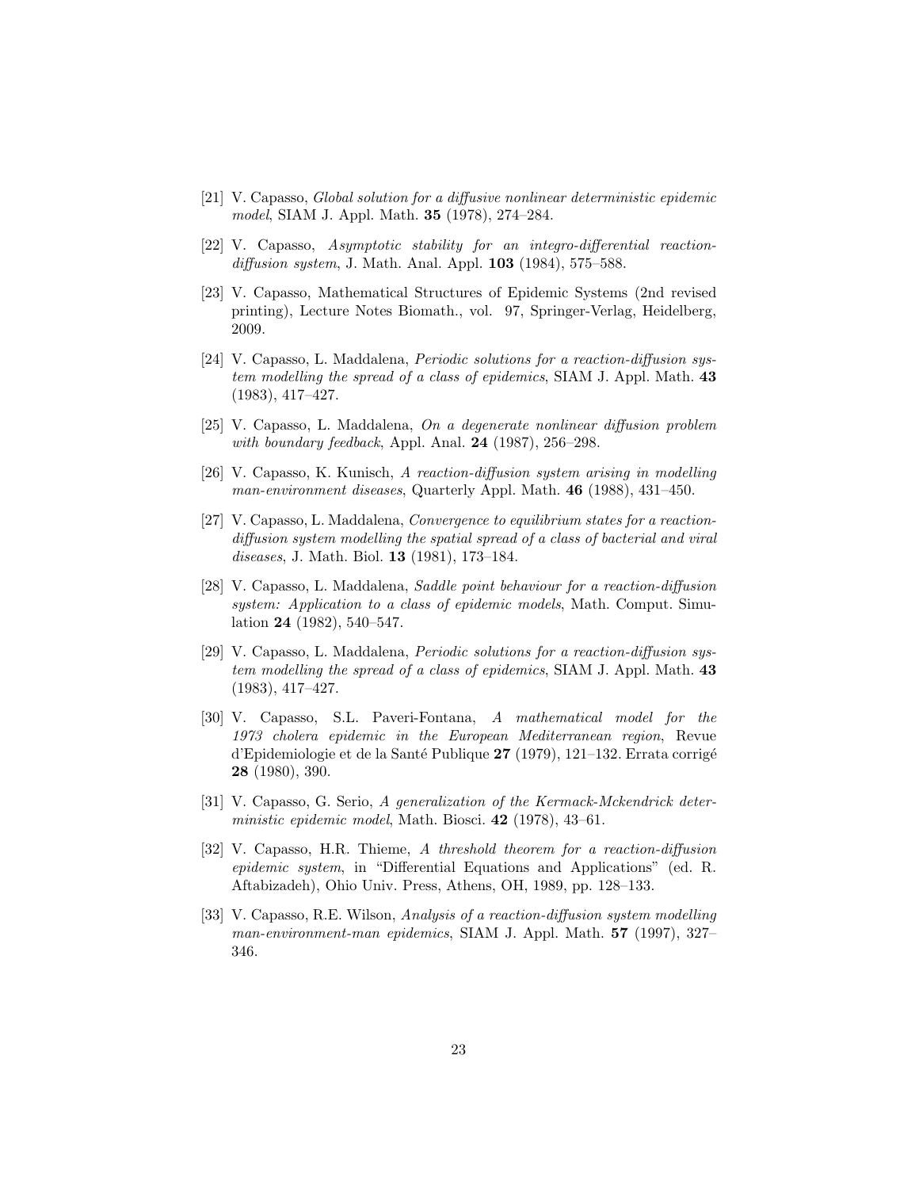[21] V. Capasso, *Global solution for a diffusive nonlinear deterministic epidemic model*, SIAM J. Appl. Math. **35** (1978), 274–284.

[22] V. Capasso, *Asymptotic stability for an integro-differential reaction-diffusion system*, J. Math. Anal. Appl. **103** (1984), 575–588.

[23] V. Capasso, Mathematical Structures of Epidemic Systems (2nd revised printing), Lecture Notes Biomath., vol. 97, Springer-Verlag, Heidelberg, 2009.

[24] V. Capasso, L. Maddalena, *Periodic solutions for a reaction-diffusion system modelling the spread of a class of epidemics*, SIAM J. Appl. Math. **43** (1983), 417–427.

[25] V. Capasso, L. Maddalena, *On a degenerate nonlinear diffusion problem with boundary feedback*, Appl. Anal. **24** (1987), 256–298.

[26] V. Capasso, K. Kunisch, *A reaction-diffusion system arising in modelling man-environment diseases*, Quarterly Appl. Math. **46** (1988), 431–450.

[27] V. Capasso, L. Maddalena, *Convergence to equilibrium states for a reaction-diffusion system modelling the spatial spread of a class of bacterial and viral diseases*, J. Math. Biol. **13** (1981), 173–184.

[28] V. Capasso, L. Maddalena, *Saddle point behaviour for a reaction-diffusion system: Application to a class of epidemic models*, Math. Comput. Simulation **24** (1982), 540–547.

[29] V. Capasso, L. Maddalena, *Periodic solutions for a reaction-diffusion system modelling the spread of a class of epidemics*, SIAM J. Appl. Math. **43** (1983), 417–427.

[30] V. Capasso, S.L. Paveri-Fontana, *A mathematical model for the 1973 cholera epidemic in the European Mediterranean region*, Revue d'Epidemiologie et de la Santé Publique **27** (1979), 121–132. Errata corrigé **28** (1980), 390.

[31] V. Capasso, G. Serio, *A generalization of the Kermack-Mckendrick deterministic epidemic model*, Math. Biosci. **42** (1978), 43–61.

[32] V. Capasso, H.R. Thieme, *A threshold theorem for a reaction-diffusion epidemic system*, in "Differential Equations and Applications" (ed. R. Aftabizadeh), Ohio Univ. Press, Athens, OH, 1989, pp. 128–133.

[33] V. Capasso, R.E. Wilson, *Analysis of a reaction-diffusion system modelling man-environment-man epidemics*, SIAM J. Appl. Math. **57** (1997), 327–346.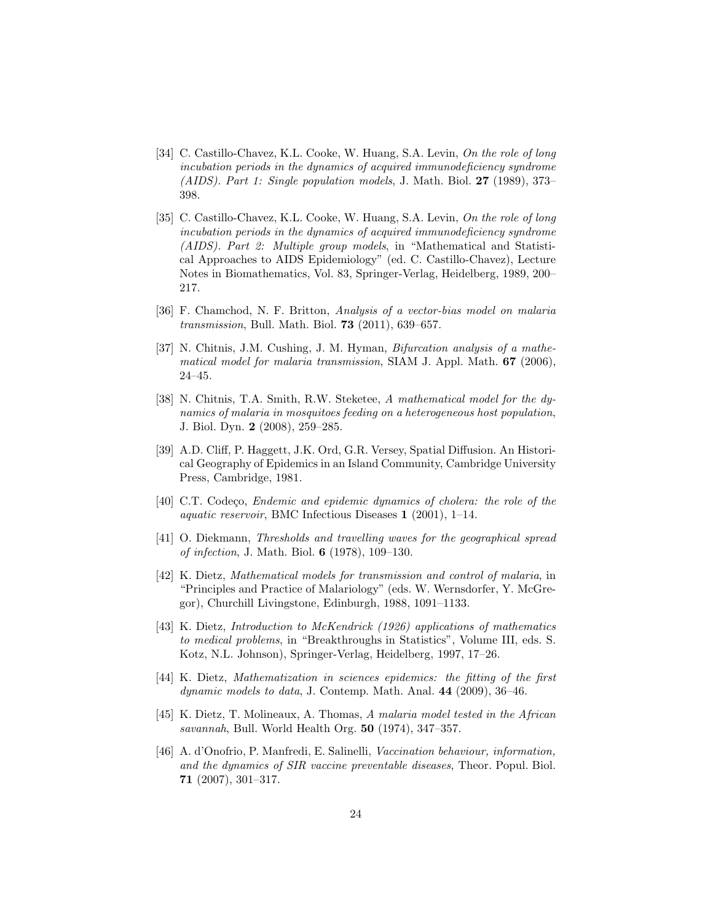[34] C. Castillo-Chavez, K.L. Cooke, W. Huang, S.A. Levin, *On the role of long incubation periods in the dynamics of acquired immunodeficiency syndrome (AIDS). Part 1: Single population models*, J. Math. Biol. **27** (1989), 373–398.

[35] C. Castillo-Chavez, K.L. Cooke, W. Huang, S.A. Levin, *On the role of long incubation periods in the dynamics of acquired immunodeficiency syndrome (AIDS). Part 2: Multiple group models*, in "Mathematical and Statistical Approaches to AIDS Epidemiology" (ed. C. Castillo-Chavez), Lecture Notes in Biomathematics, Vol. 83, Springer-Verlag, Heidelberg, 1989, 200–217.

[36] F. Chamchod, N. F. Britton, *Analysis of a vector-bias model on malaria transmission*, Bull. Math. Biol. **73** (2011), 639–657.

[37] N. Chitnis, J.M. Cushing, J. M. Hyman, *Bifurcation analysis of a mathematical model for malaria transmission*, SIAM J. Appl. Math. **67** (2006), 24–45.

[38] N. Chitnis, T.A. Smith, R.W. Steketee, *A mathematical model for the dynamics of malaria in mosquitoes feeding on a heterogeneous host population*, J. Biol. Dyn. **2** (2008), 259–285.

[39] A.D. Cliff, P. Haggett, J.K. Ord, G.R. Versey, Spatial Diffusion. An Historical Geography of Epidemics in an Island Community, Cambridge University Press, Cambridge, 1981.

[40] C.T. Codeço, *Endemic and epidemic dynamics of cholera: the role of the aquatic reservoir*, BMC Infectious Diseases **1** (2001), 1–14.

[41] O. Diekmann, *Thresholds and travelling waves for the geographical spread of infection*, J. Math. Biol. **6** (1978), 109–130.

[42] K. Dietz, *Mathematical models for transmission and control of malaria*, in "Principles and Practice of Malariology" (eds. W. Wernsdorfer, Y. McGregor), Churchill Livingstone, Edinburgh, 1988, 1091–1133.

[43] K. Dietz, *Introduction to McKendrick (1926) applications of mathematics to medical problems*, in "Breakthroughs in Statistics", Volume III, eds. S. Kotz, N.L. Johnson), Springer-Verlag, Heidelberg, 1997, 17–26.

[44] K. Dietz, *Mathematization in sciences epidemics: the fitting of the first dynamic models to data*, J. Contemp. Math. Anal. **44** (2009), 36–46.

[45] K. Dietz, T. Molineaux, A. Thomas, *A malaria model tested in the African savannah*, Bull. World Health Org. **50** (1974), 347–357.

[46] A. d'Onofrio, P. Manfredi, E. Salinelli, *Vaccination behaviour, information, and the dynamics of SIR vaccine preventable diseases*, Theor. Popul. Biol. **71** (2007), 301–317.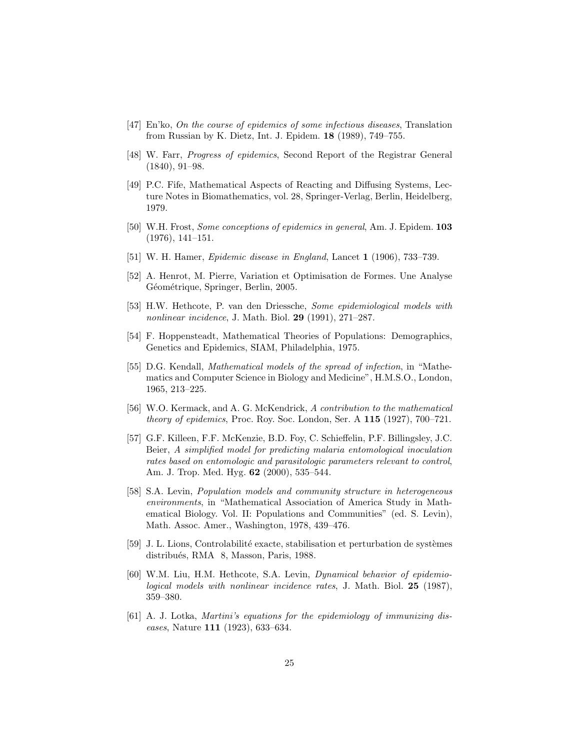[47] En'ko, *On the course of epidemics of some infectious diseases*, Translation from Russian by K. Dietz, Int. J. Epidem. **18** (1989), 749–755.

[48] W. Farr, *Progress of epidemics*, Second Report of the Registrar General (1840), 91–98.

[49] P.C. Fife, Mathematical Aspects of Reacting and Diffusing Systems, Lecture Notes in Biomathematics, vol. 28, Springer-Verlag, Berlin, Heidelberg, 1979.

[50] W.H. Frost, *Some conceptions of epidemics in general*, Am. J. Epidem. **103** (1976), 141–151.

[51] W. H. Hamer, *Epidemic disease in England*, Lancet **1** (1906), 733–739.

[52] A. Henrot, M. Pierre, Variation et Optimisation de Formes. Une Analyse Géométrique, Springer, Berlin, 2005.

[53] H.W. Hethcote, P. van den Driessche, *Some epidemiological models with nonlinear incidence*, J. Math. Biol. **29** (1991), 271–287.

[54] F. Hoppensteadt, Mathematical Theories of Populations: Demographics, Genetics and Epidemics, SIAM, Philadelphia, 1975.

[55] D.G. Kendall, *Mathematical models of the spread of infection*, in "Mathematics and Computer Science in Biology and Medicine", H.M.S.O., London, 1965, 213–225.

[56] W.O. Kermack, and A. G. McKendrick, *A contribution to the mathematical theory of epidemics*, Proc. Roy. Soc. London, Ser. A **115** (1927), 700–721.

[57] G.F. Killeen, F.F. McKenzie, B.D. Foy, C. Schieffelin, P.F. Billingsley, J.C. Beier, *A simplified model for predicting malaria entomological inoculation rates based on entomologic and parasitologic parameters relevant to control*, Am. J. Trop. Med. Hyg. **62** (2000), 535–544.

[58] S.A. Levin, *Population models and community structure in heterogeneous environments*, in "Mathematical Association of America Study in Mathematical Biology. Vol. II: Populations and Communities" (ed. S. Levin), Math. Assoc. Amer., Washington, 1978, 439–476.

[59] J. L. Lions, Controlabilité exacte, stabilisation et perturbation de systèmes distribués, RMA 8, Masson, Paris, 1988.

[60] W.M. Liu, H.M. Hethcote, S.A. Levin, *Dynamical behavior of epidemiological models with nonlinear incidence rates*, J. Math. Biol. **25** (1987), 359–380.

[61] A. J. Lotka, *Martini's equations for the epidemiology of immunizing diseases*, Nature **111** (1923), 633–634.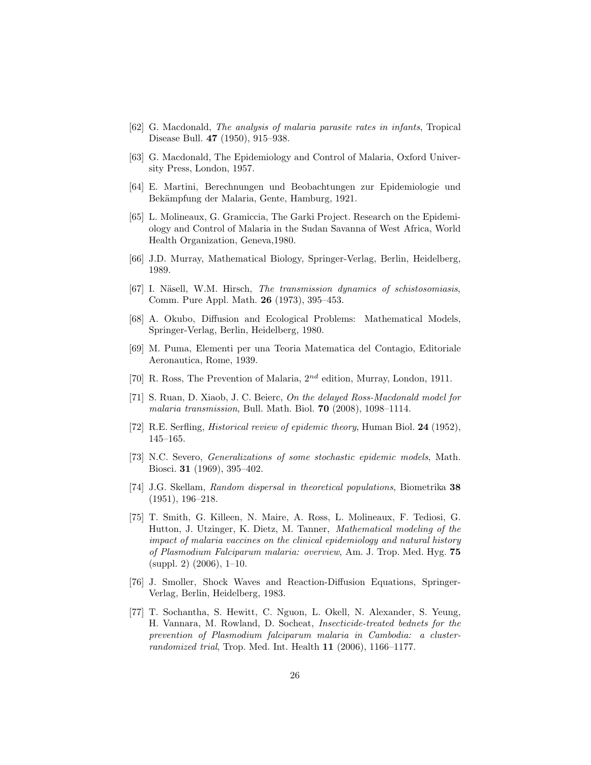[62] G. Macdonald, *The analysis of malaria parasite rates in infants*, Tropical Disease Bull. **47** (1950), 915–938.

[63] G. Macdonald, The Epidemiology and Control of Malaria, Oxford University Press, London, 1957.

[64] E. Martini, Berechnungen und Beobachtungen zur Epidemiologie und Bekämpfung der Malaria, Gente, Hamburg, 1921.

[65] L. Molineaux, G. Gramiccia, The Garki Project. Research on the Epidemiology and Control of Malaria in the Sudan Savanna of West Africa, World Health Organization, Geneva,1980.

[66] J.D. Murray, Mathematical Biology, Springer-Verlag, Berlin, Heidelberg, 1989.

[67] I. Näsell, W.M. Hirsch, *The transmission dynamics of schistosomiasis*, Comm. Pure Appl. Math. **26** (1973), 395–453.

[68] A. Okubo, Diffusion and Ecological Problems: Mathematical Models, Springer-Verlag, Berlin, Heidelberg, 1980.

[69] M. Puma, Elementi per una Teoria Matematica del Contagio, Editoriale Aeronautica, Rome, 1939.

[70] R. Ross, The Prevention of Malaria, $2^{nd}$ edition, Murray, London, 1911.

[71] S. Ruan, D. Xiaob, J. C. Beierc, *On the delayed Ross-Macdonald model for malaria transmission*, Bull. Math. Biol. **70** (2008), 1098–1114.

[72] R.E. Serfling, *Historical review of epidemic theory*, Human Biol. **24** (1952), 145–165.

[73] N.C. Severo, *Generalizations of some stochastic epidemic models*, Math. Biosci. **31** (1969), 395–402.

[74] J.G. Skellam, *Random dispersal in theoretical populations*, Biometrika **38** (1951), 196–218.

[75] T. Smith, G. Killeen, N. Maire, A. Ross, L. Molineaux, F. Tediosi, G. Hutton, J. Utzinger, K. Dietz, M. Tanner, *Mathematical modeling of the impact of malaria vaccines on the clinical epidemiology and natural history of Plasmodium Falciparum malaria: overview*, Am. J. Trop. Med. Hyg. **75** (suppl. 2) (2006), 1–10.

[76] J. Smoller, Shock Waves and Reaction-Diffusion Equations, Springer-Verlag, Berlin, Heidelberg, 1983.

[77] T. Sochantha, S. Hewitt, C. Nguon, L. Okell, N. Alexander, S. Yeung, H. Vannara, M. Rowland, D. Socheat, *Insecticide-treated bednets for the prevention of Plasmodium falciparum malaria in Cambodia: a cluster-randomized trial*, Trop. Med. Int. Health **11** (2006), 1166–1177.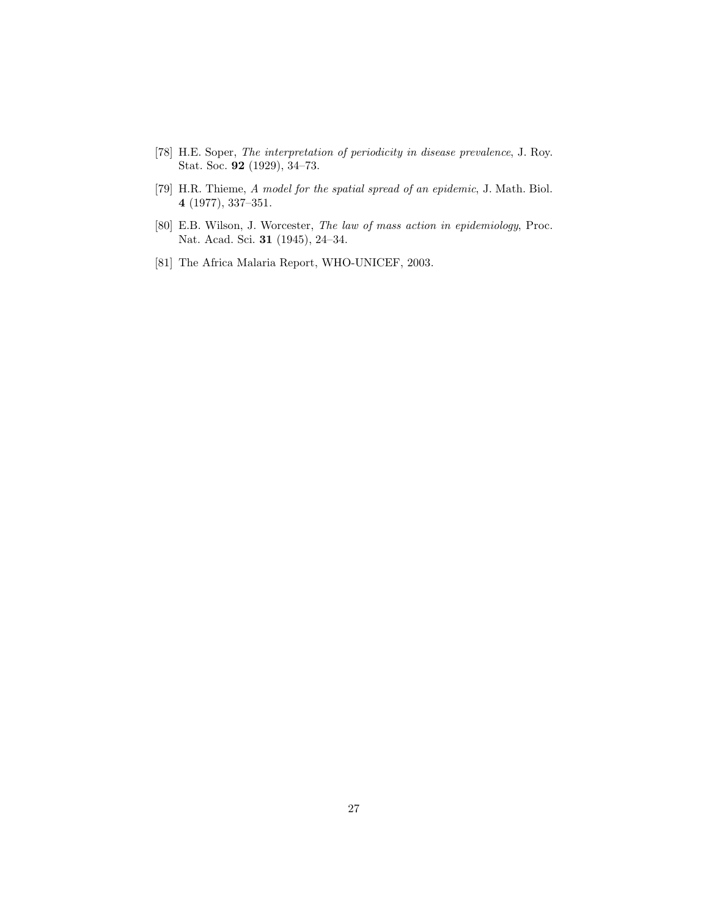[78] H.E. Soper, *The interpretation of periodicity in disease prevalence*, J. Roy. Stat. Soc. **92** (1929), 34–73.

[79] H.R. Thieme, *A model for the spatial spread of an epidemic*, J. Math. Biol. **4** (1977), 337–351.

[80] E.B. Wilson, J. Worcester, *The law of mass action in epidemiology*, Proc. Nat. Acad. Sci. **31** (1945), 24–34.

[81] The Africa Malaria Report, WHO-UNICEF, 2003.